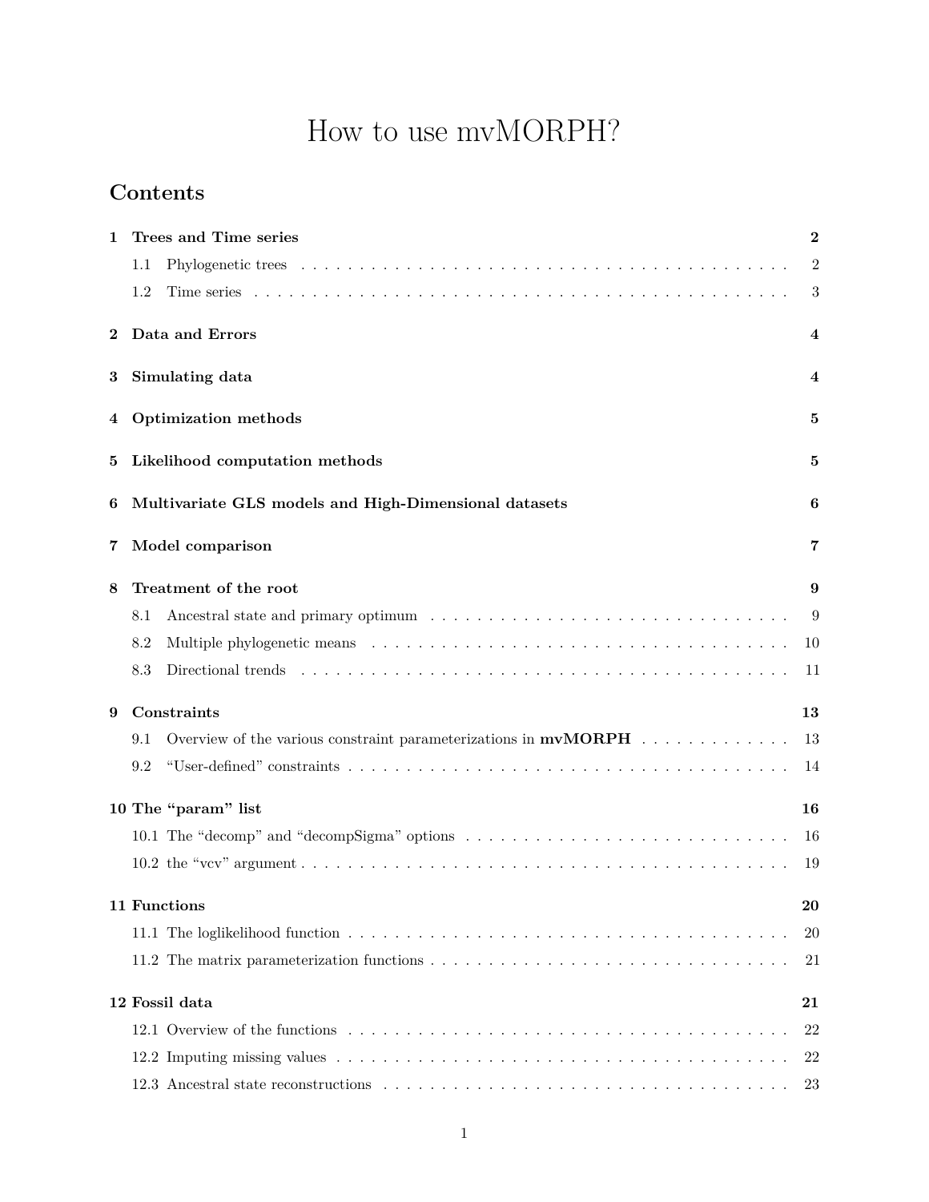# How to use mvMORPH?

## Contents

- **1 Trees and Time series** — **2**
  - 1.1 Phylogenetic trees — 2
  - 1.2 Time series — 3
- **2 Data and Errors** — **4**
- **3 Simulating data** — **4**
- **4 Optimization methods** — **5**
- **5 Likelihood computation methods** — **5**
- **6 Multivariate GLS models and High-Dimensional datasets** — **6**
- **7 Model comparison** — **7**
- **8 Treatment of the root** — **9**
  - 8.1 Ancestral state and primary optimum — 9
  - 8.2 Multiple phylogenetic means — 10
  - 8.3 Directional trends — 11
- **9 Constraints** — **13**
  - 9.1 Overview of the various constraint parameterizations in **mvMORPH** — 13
  - 9.2 "User-defined" constraints — 14
- **10 The "param" list** — **16**
  - 10.1 The "decomp" and "decompSigma" options — 16
  - 10.2 the "vcv" argument — 19
- **11 Functions** — **20**
  - 11.1 The loglikelihood function — 20
  - 11.2 The matrix parameterization functions — 21
- **12 Fossil data** — **21**
  - 12.1 Overview of the functions — 22
  - 12.2 Imputing missing values — 22
  - 12.3 Ancestral state reconstructions — 23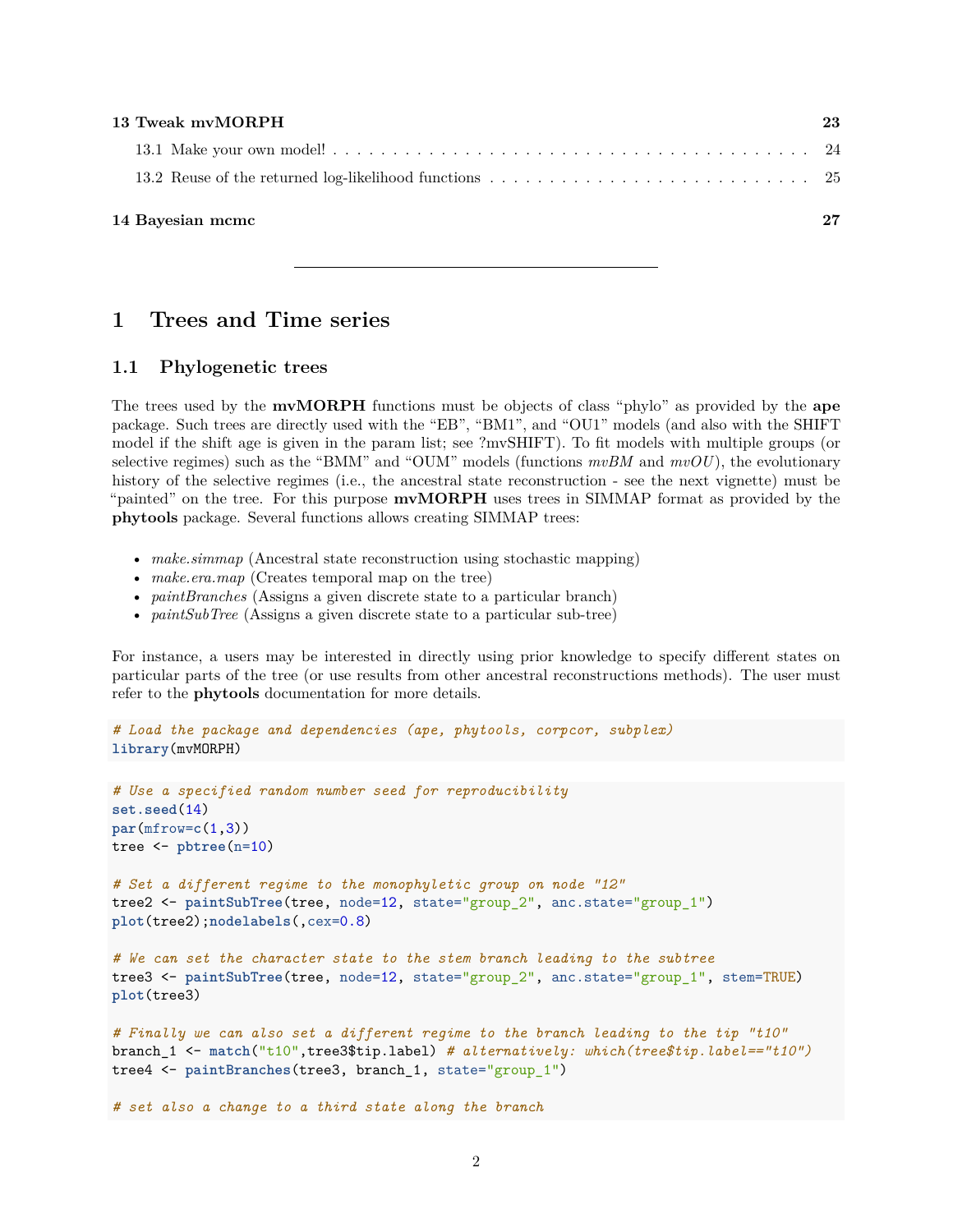**13 Tweak mvMORPH** 23

- 13.1 Make your own model! 24
- 13.2 Reuse of the returned log-likelihood functions 25

**14 Bayesian mcmc** 27

---

# 1 Trees and Time series

## 1.1 Phylogenetic trees

The trees used by the **mvMORPH** functions must be objects of class "phylo" as provided by the **ape** package. Such trees are directly used with the "EB", "BM1", and "OU1" models (and also with the SHIFT model if the shift age is given in the param list; see ?mvSHIFT). To fit models with multiple groups (or selective regimes) such as the "BMM" and "OUM" models (functions *mvBM* and *mvOU*), the evolutionary history of the selective regimes (i.e., the ancestral state reconstruction - see the next vignette) must be "painted" on the tree. For this purpose **mvMORPH** uses trees in SIMMAP format as provided by the **phytools** package. Several functions allows creating SIMMAP trees:

- *make.simmap* (Ancestral state reconstruction using stochastic mapping)
- *make.era.map* (Creates temporal map on the tree)
- *paintBranches* (Assigns a given discrete state to a particular branch)
- *paintSubTree* (Assigns a given discrete state to a particular sub-tree)

For instance, a users may be interested in directly using prior knowledge to specify different states on particular parts of the tree (or use results from other ancestral reconstructions methods). The user must refer to the **phytools** documentation for more details.

```
# Load the package and dependencies (ape, phytools, corpcor, subplex)
library(mvMORPH)
```

```
# Use a specified random number seed for reproducibility
set.seed(14)
par(mfrow=c(1,3))
tree <- pbtree(n=10)

# Set a different regime to the monophyletic group on node "12"
tree2 <- paintSubTree(tree, node=12, state="group_2", anc.state="group_1")
plot(tree2);nodelabels(,cex=0.8)

# We can set the character state to the stem branch leading to the subtree
tree3 <- paintSubTree(tree, node=12, state="group_2", anc.state="group_1", stem=TRUE)
plot(tree3)

# Finally we can also set a different regime to the branch leading to the tip "t10"
branch_1 <- match("t10",tree3$tip.label) # alternatively: which(tree$tip.label=="t10")
tree4 <- paintBranches(tree3, branch_1, state="group_1")

# set also a change to a third state along the branch
```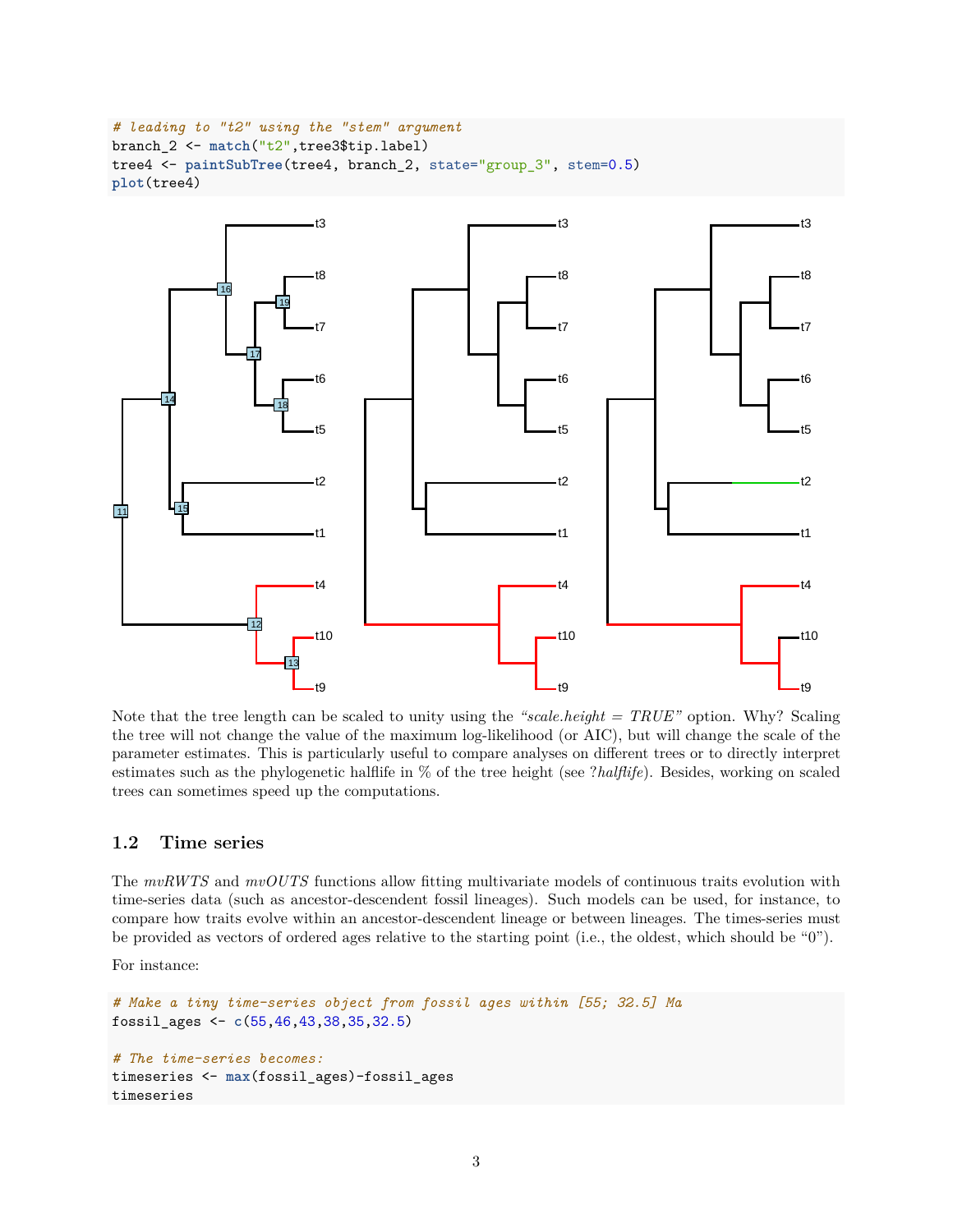```r
# leading to "t2" using the "stem" argument
branch_2 <- match("t2",tree3$tip.label)
tree4 <- paintSubTree(tree4, branch_2, state="group_3", stem=0.5)
plot(tree4)
```

Note that the tree length can be scaled to unity using the *"scale.height = TRUE"* option. Why? Scaling the tree will not change the value of the maximum log-likelihood (or AIC), but will change the scale of the parameter estimates. This is particularly useful to compare analyses on different trees or to directly interpret estimates such as the phylogenetic halflife in % of the tree height (see ?*halflife*). Besides, working on scaled trees can sometimes speed up the computations.

## 1.2 Time series

The *mvRWTS* and *mvOUTS* functions allow fitting multivariate models of continuous traits evolution with time-series data (such as ancestor-descendent fossil lineages). Such models can be used, for instance, to compare how traits evolve within an ancestor-descendent lineage or between lineages. The times-series must be provided as vectors of ordered ages relative to the starting point (i.e., the oldest, which should be "0").

For instance:

```r
# Make a tiny time-series object from fossil ages within [55; 32.5] Ma
fossil_ages <- c(55,46,43,38,35,32.5)

# The time-series becomes:
timeseries <- max(fossil_ages)-fossil_ages
timeseries
```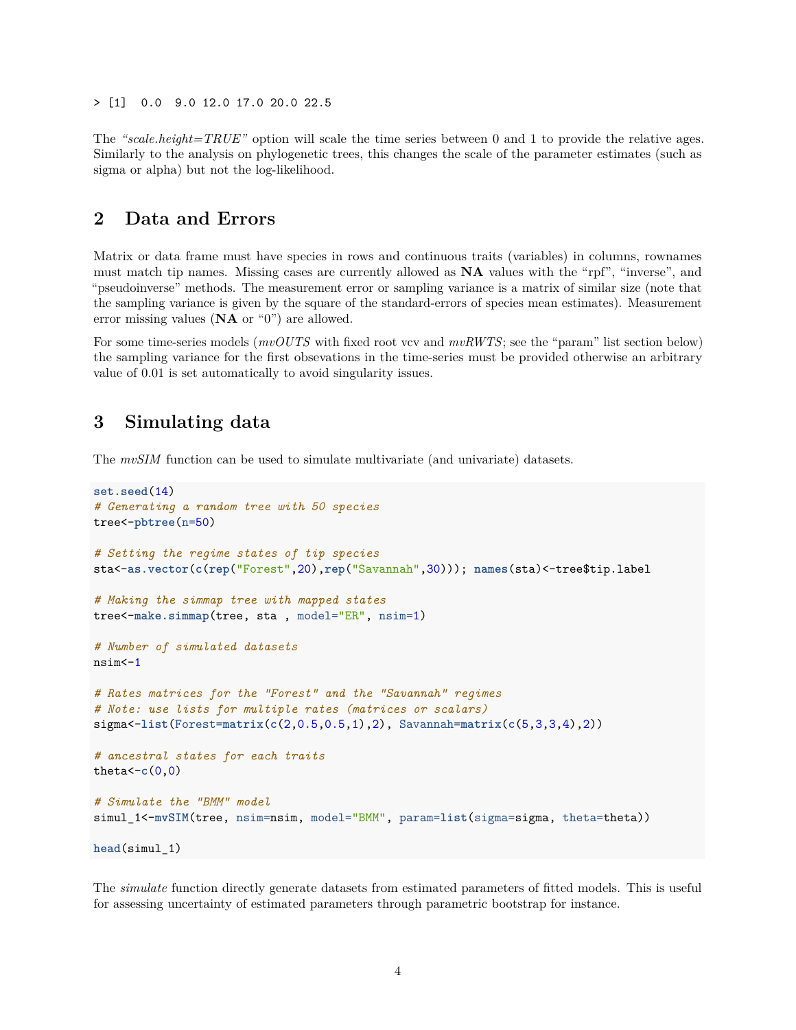```
> [1]  0.0  9.0 12.0 17.0 20.0 22.5
```

The *"scale.height=TRUE"* option will scale the time series between 0 and 1 to provide the relative ages. Similarly to the analysis on phylogenetic trees, this changes the scale of the parameter estimates (such as sigma or alpha) but not the log-likelihood.

## 2 Data and Errors

Matrix or data frame must have species in rows and continuous traits (variables) in columns, rownames must match tip names. Missing cases are currently allowed as **NA** values with the "rpf", "inverse", and "pseudoinverse" methods. The measurement error or sampling variance is a matrix of similar size (note that the sampling variance is given by the square of the standard-errors of species mean estimates). Measurement error missing values (**NA** or "0") are allowed.

For some time-series models (*mvOUTS* with fixed root vcv and *mvRWTS*; see the "param" list section below) the sampling variance for the first obsevations in the time-series must be provided otherwise an arbitrary value of 0.01 is set automatically to avoid singularity issues.

## 3 Simulating data

The *mvSIM* function can be used to simulate multivariate (and univariate) datasets.

```
set.seed(14)
# Generating a random tree with 50 species
tree<-pbtree(n=50)

# Setting the regime states of tip species
sta<-as.vector(c(rep("Forest",20),rep("Savannah",30))); names(sta)<-tree$tip.label

# Making the simmap tree with mapped states
tree<-make.simmap(tree, sta , model="ER", nsim=1)

# Number of simulated datasets
nsim<-1

# Rates matrices for the "Forest" and the "Savannah" regimes
# Note: use lists for multiple rates (matrices or scalars)
sigma<-list(Forest=matrix(c(2,0.5,0.5,1),2), Savannah=matrix(c(5,3,3,4),2))

# ancestral states for each traits
theta<-c(0,0)

# Simulate the "BMM" model
simul_1<-mvSIM(tree, nsim=nsim, model="BMM", param=list(sigma=sigma, theta=theta))

head(simul_1)
```

The *simulate* function directly generate datasets from estimated parameters of fitted models. This is useful for assessing uncertainty of estimated parameters through parametric bootstrap for instance.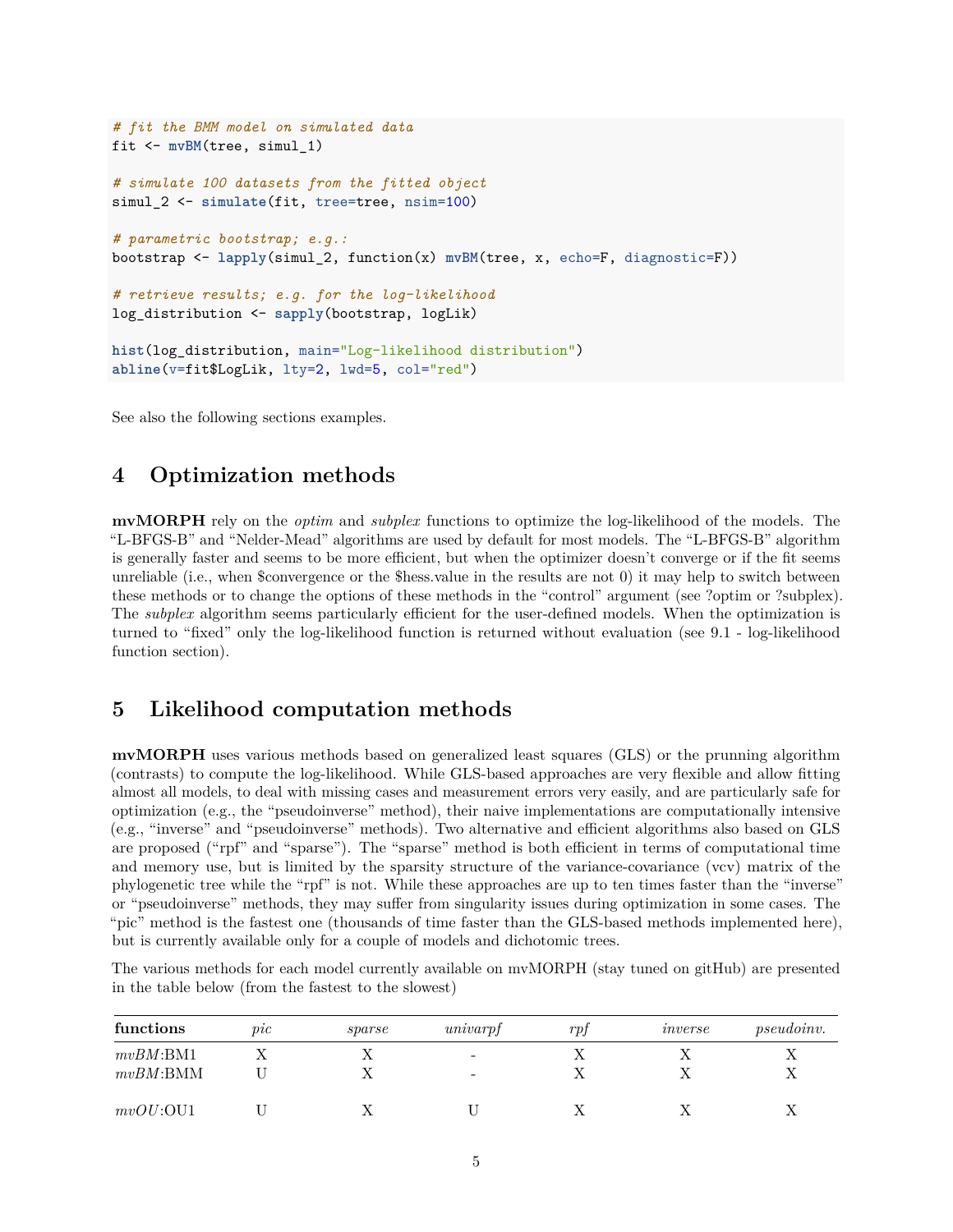```r
# fit the BMM model on simulated data
fit <- mvBM(tree, simul_1)

# simulate 100 datasets from the fitted object
simul_2 <- simulate(fit, tree=tree, nsim=100)

# parametric bootstrap; e.g.:
bootstrap <- lapply(simul_2, function(x) mvBM(tree, x, echo=F, diagnostic=F))

# retrieve results; e.g. for the log-likelihood
log_distribution <- sapply(bootstrap, logLik)

hist(log_distribution, main="Log-likelihood distribution")
abline(v=fit$LogLik, lty=2, lwd=5, col="red")
```

See also the following sections examples.

## 4 Optimization methods

**mvMORPH** rely on the *optim* and *subplex* functions to optimize the log-likelihood of the models. The "L-BFGS-B" and "Nelder-Mead" algorithms are used by default for most models. The "L-BFGS-B" algorithm is generally faster and seems to be more efficient, but when the optimizer doesn't converge or if the fit seems unreliable (i.e., when $convergence or the $hess.value in the results are not 0) it may help to switch between these methods or to change the options of these methods in the "control" argument (see ?optim or ?subplex). The *subplex* algorithm seems particularly efficient for the user-defined models. When the optimization is turned to "fixed" only the log-likelihood function is returned without evaluation (see 9.1 - log-likelihood function section).

## 5 Likelihood computation methods

**mvMORPH** uses various methods based on generalized least squares (GLS) or the prunning algorithm (contrasts) to compute the log-likelihood. While GLS-based approaches are very flexible and allow fitting almost all models, to deal with missing cases and measurement errors very easily, and are particularly safe for optimization (e.g., the "pseudoinverse" method), their naive implementations are computationally intensive (e.g., "inverse" and "pseudoinverse" methods). Two alternative and efficient algorithms also based on GLS are proposed ("rpf" and "sparse"). The "sparse" method is both efficient in terms of computational time and memory use, but is limited by the sparsity structure of the variance-covariance (vcv) matrix of the phylogenetic tree while the "rpf" is not. While these approaches are up to ten times faster than the "inverse" or "pseudoinverse" methods, they may suffer from singularity issues during optimization in some cases. The "pic" method is the fastest one (thousands of time faster than the GLS-based methods implemented here), but is currently available only for a couple of models and dichotomic trees.

The various methods for each model currently available on mvMORPH (stay tuned on gitHub) are presented in the table below (from the fastest to the slowest)

| functions | *pic* | *sparse* | *univarpf* | *rpf* | *inverse* | *pseudoinv.* |
|---|---|---|---|---|---|---|
| *mvBM*:BM1 | X | X | - | X | X | X |
| *mvBM*:BMM | U | X | - | X | X | X |
| *mvOU*:OU1 | U | X | U | X | X | X |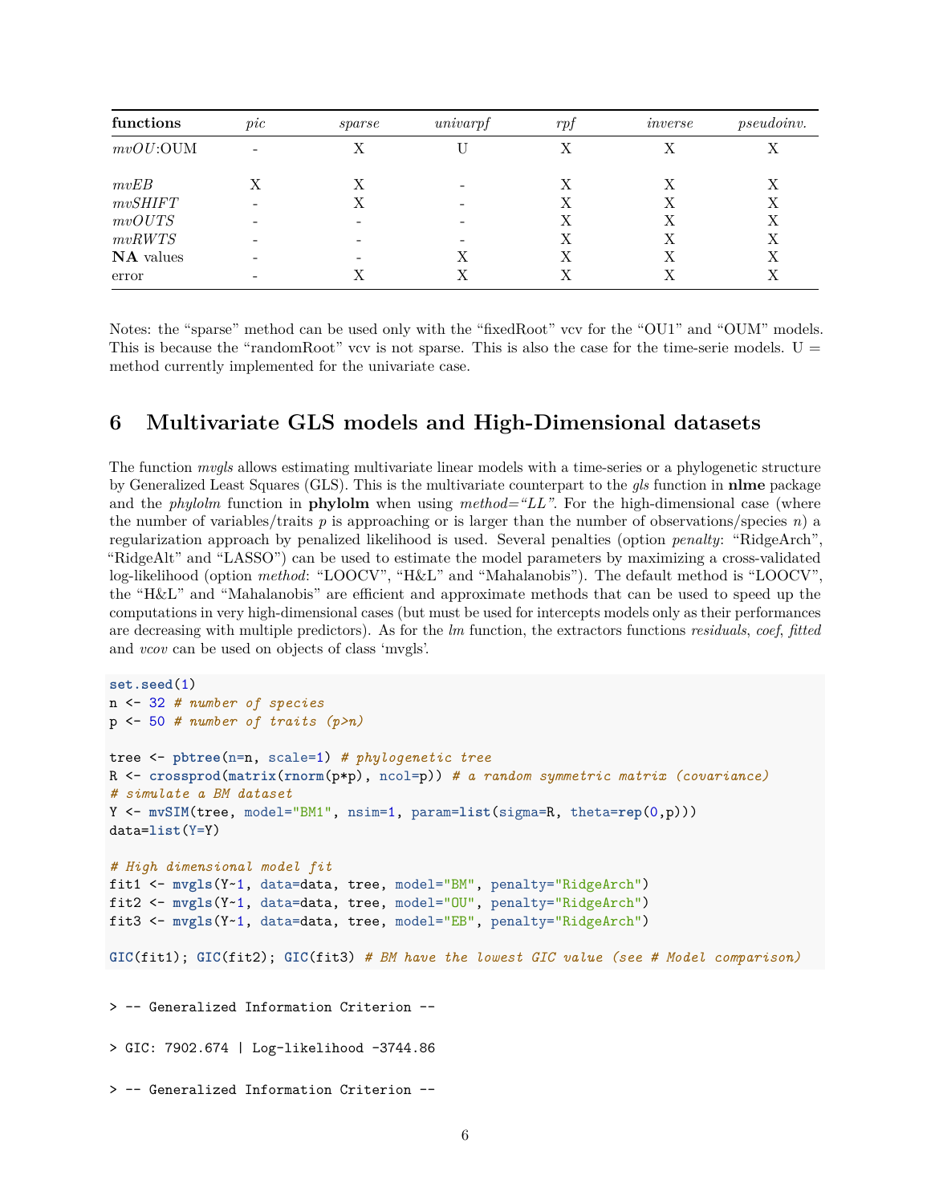| functions | *pic* | *sparse* | *univarpf* | *rpf* | *inverse* | *pseudoinv.* |
|---|---|---|---|---|---|---|
| *mvOU*:OUM | - | X | U | X | X | X |
| *mvEB* | X | X | - | X | X | X |
| *mvSHIFT* | - | X | - | X | X | X |
| *mvOUTS* | - | - | - | X | X | X |
| *mvRWTS* | - | - | - | X | X | X |
| **NA** values | - | - | X | X | X | X |
| error | - | X | X | X | X | X |

Notes: the "sparse" method can be used only with the "fixedRoot" vcv for the "OU1" and "OUM" models. This is because the "randomRoot" vcv is not sparse. This is also the case for the time-serie models. U = method currently implemented for the univariate case.

# 6 Multivariate GLS models and High-Dimensional datasets

The function *mvgls* allows estimating multivariate linear models with a time-series or a phylogenetic structure by Generalized Least Squares (GLS). This is the multivariate counterpart to the *gls* function in **nlme** package and the *phylolm* function in **phylolm** when using *method="LL"*. For the high-dimensional case (where the number of variables/traits $p$ is approaching or is larger than the number of observations/species $n$) a regularization approach by penalized likelihood is used. Several penalties (option *penalty*: "RidgeArch", "RidgeAlt" and "LASSO") can be used to estimate the model parameters by maximizing a cross-validated log-likelihood (option *method*: "LOOCV", "H&L" and "Mahalanobis"). The default method is "LOOCV", the "H&L" and "Mahalanobis" are efficient and approximate methods that can be used to speed up the computations in very high-dimensional cases (but must be used for intercepts models only as their performances are decreasing with multiple predictors). As for the *lm* function, the extractors functions *residuals*, *coef*, *fitted* and *vcov* can be used on objects of class 'mvgls'.

```
set.seed(1)
n <- 32 # number of species
p <- 50 # number of traits (p>n)

tree <- pbtree(n=n, scale=1) # phylogenetic tree
R <- crossprod(matrix(rnorm(p*p), ncol=p)) # a random symmetric matrix (covariance)
# simulate a BM dataset
Y <- mvSIM(tree, model="BM1", nsim=1, param=list(sigma=R, theta=rep(0,p)))
data=list(Y=Y)

# High dimensional model fit
fit1 <- mvgls(Y~1, data=data, tree, model="BM", penalty="RidgeArch")
fit2 <- mvgls(Y~1, data=data, tree, model="OU", penalty="RidgeArch")
fit3 <- mvgls(Y~1, data=data, tree, model="EB", penalty="RidgeArch")

GIC(fit1); GIC(fit2); GIC(fit3) # BM have the lowest GIC value (see # Model comparison)
```

```
> -- Generalized Information Criterion --

> GIC: 7902.674 | Log-likelihood -3744.86

> -- Generalized Information Criterion --
```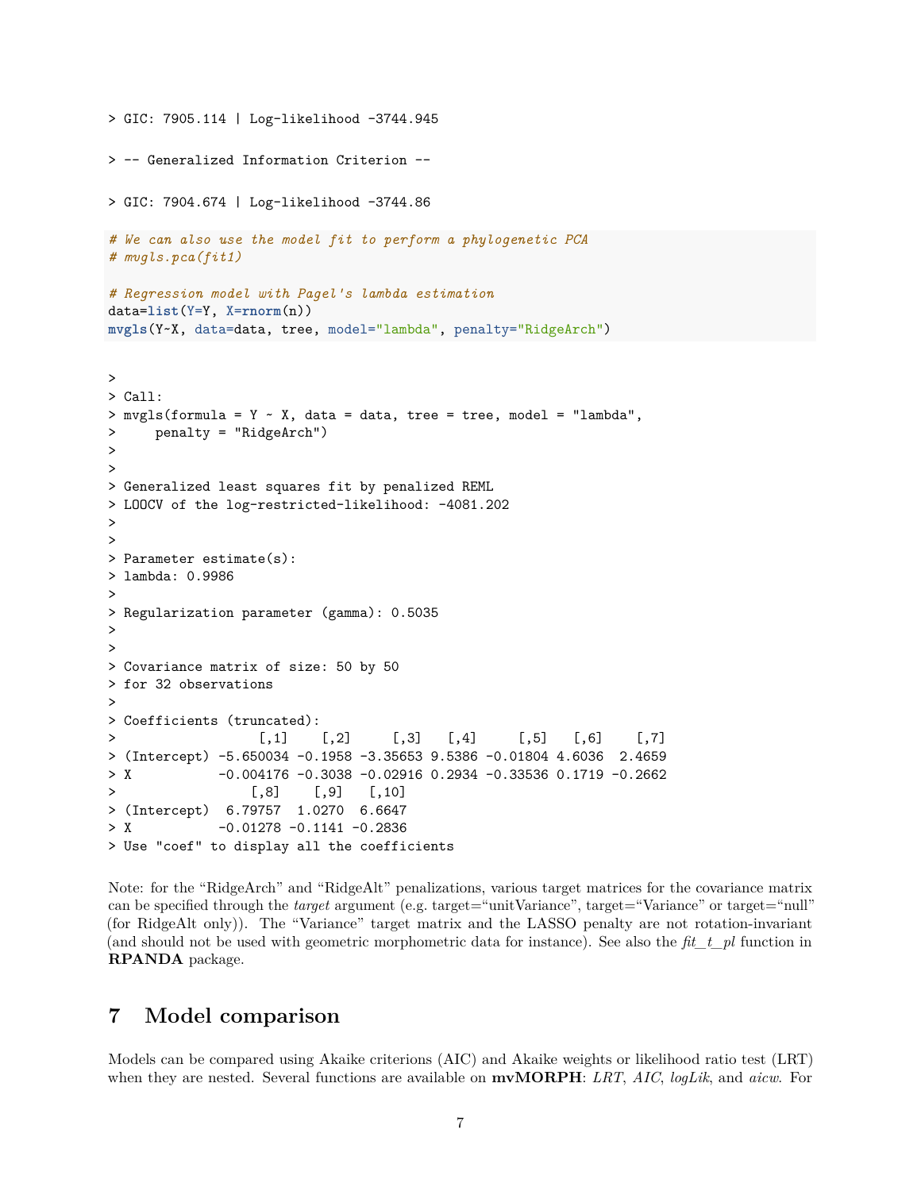```
> GIC: 7905.114 | Log-likelihood -3744.945
```

```
> -- Generalized Information Criterion --
```

```
> GIC: 7904.674 | Log-likelihood -3744.86
```

```
# We can also use the model fit to perform a phylogenetic PCA
# mvgls.pca(fit1)

# Regression model with Pagel's lambda estimation
data=list(Y=Y, X=rnorm(n))
mvgls(Y~X, data=data, tree, model="lambda", penalty="RidgeArch")
```

```
>
> Call:
> mvgls(formula = Y ~ X, data = data, tree = tree, model = "lambda",
>     penalty = "RidgeArch")
>
>
> Generalized least squares fit by penalized REML
> LOOCV of the log-restricted-likelihood: -4081.202
>
>
> Parameter estimate(s):
> lambda: 0.9986
>
> Regularization parameter (gamma): 0.5035
>
>
> Covariance matrix of size: 50 by 50
> for 32 observations
>
> Coefficients (truncated):
>                  [,1]    [,2]     [,3]   [,4]     [,5]   [,6]    [,7]
> (Intercept) -5.650034 -0.1958 -3.35653 9.5386 -0.01804 4.6036  2.4659
> X           -0.004176 -0.3038 -0.02916 0.2934 -0.33536 0.1719 -0.2662
>                 [,8]    [,9]   [,10]
> (Intercept)  6.79757  1.0270  6.6647
> X           -0.01278 -0.1141 -0.2836
> Use "coef" to display all the coefficients
```

Note: for the "RidgeArch" and "RidgeAlt" penalizations, various target matrices for the covariance matrix can be specified through the *target* argument (e.g. target="unitVariance", target="Variance" or target="null" (for RidgeAlt only)). The "Variance" target matrix and the LASSO penalty are not rotation-invariant (and should not be used with geometric morphometric data for instance). See also the *fit_t_pl* function in **RPANDA** package.

# 7 Model comparison

Models can be compared using Akaike criterions (AIC) and Akaike weights or likelihood ratio test (LRT) when they are nested. Several functions are available on **mvMORPH**: *LRT*, *AIC*, *logLik*, and *aicw*. For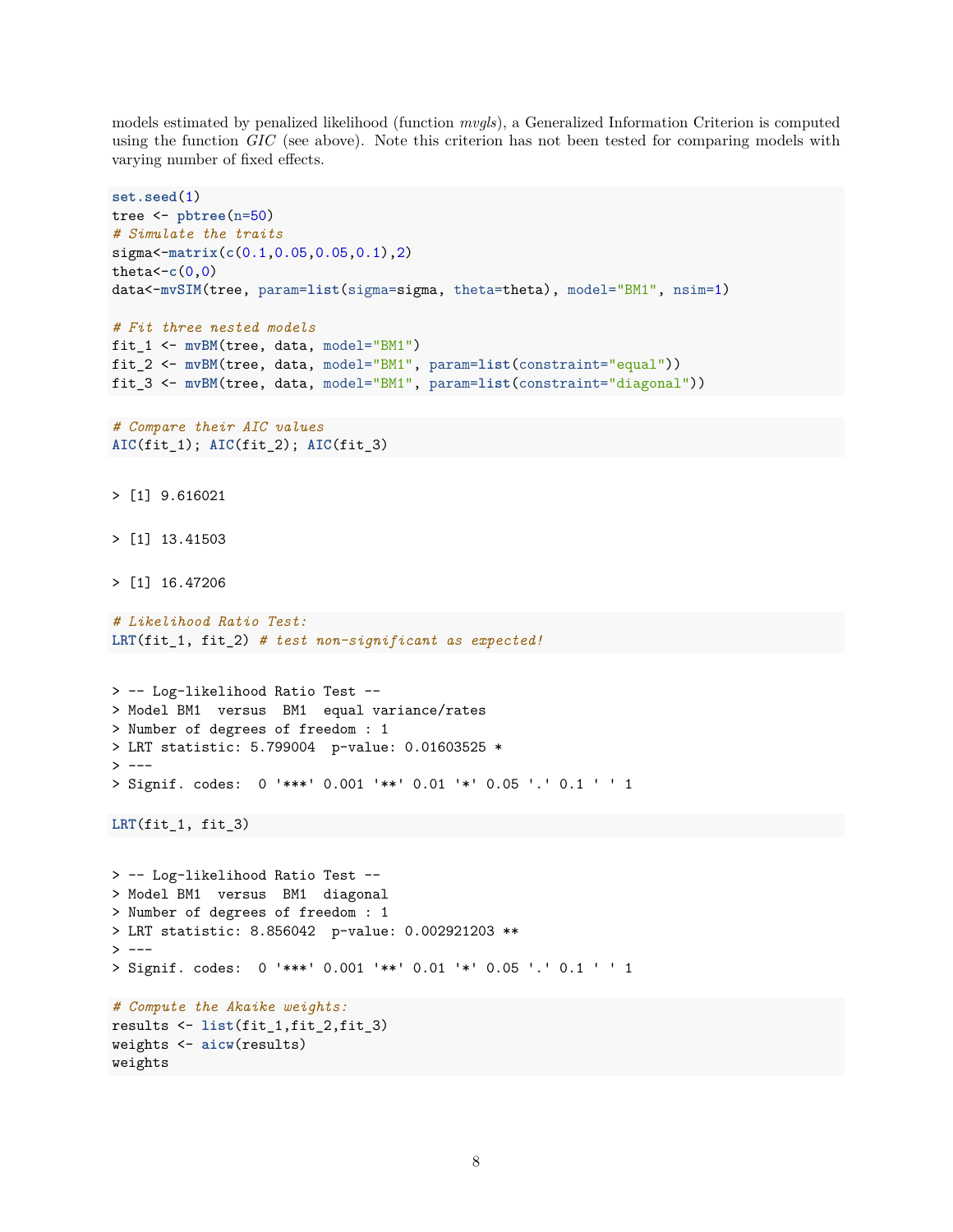models estimated by penalized likelihood (function *mvgls*), a Generalized Information Criterion is computed using the function *GIC* (see above). Note this criterion has not been tested for comparing models with varying number of fixed effects.

```
set.seed(1)
tree <- pbtree(n=50)
# Simulate the traits
sigma<-matrix(c(0.1,0.05,0.05,0.1),2)
theta<-c(0,0)
data<-mvSIM(tree, param=list(sigma=sigma, theta=theta), model="BM1", nsim=1)

# Fit three nested models
fit_1 <- mvBM(tree, data, model="BM1")
fit_2 <- mvBM(tree, data, model="BM1", param=list(constraint="equal"))
fit_3 <- mvBM(tree, data, model="BM1", param=list(constraint="diagonal"))
```

```
# Compare their AIC values
AIC(fit_1); AIC(fit_2); AIC(fit_3)
```

```
> [1] 9.616021
```

```
> [1] 13.41503
```

```
> [1] 16.47206
```

```
# Likelihood Ratio Test:
LRT(fit_1, fit_2) # test non-significant as expected!
```

```
> -- Log-likelihood Ratio Test --
> Model BM1  versus  BM1  equal variance/rates
> Number of degrees of freedom : 1
> LRT statistic: 5.799004  p-value: 0.01603525 *
> ---
> Signif. codes:  0 '***' 0.001 '**' 0.01 '*' 0.05 '.' 0.1 ' ' 1
```

```
LRT(fit_1, fit_3)
```

```
> -- Log-likelihood Ratio Test --
> Model BM1  versus  BM1  diagonal
> Number of degrees of freedom : 1
> LRT statistic: 8.856042  p-value: 0.002921203 **
> ---
> Signif. codes:  0 '***' 0.001 '**' 0.01 '*' 0.05 '.' 0.1 ' ' 1
```

```
# Compute the Akaike weights:
results <- list(fit_1,fit_2,fit_3)
weights <- aicw(results)
weights
```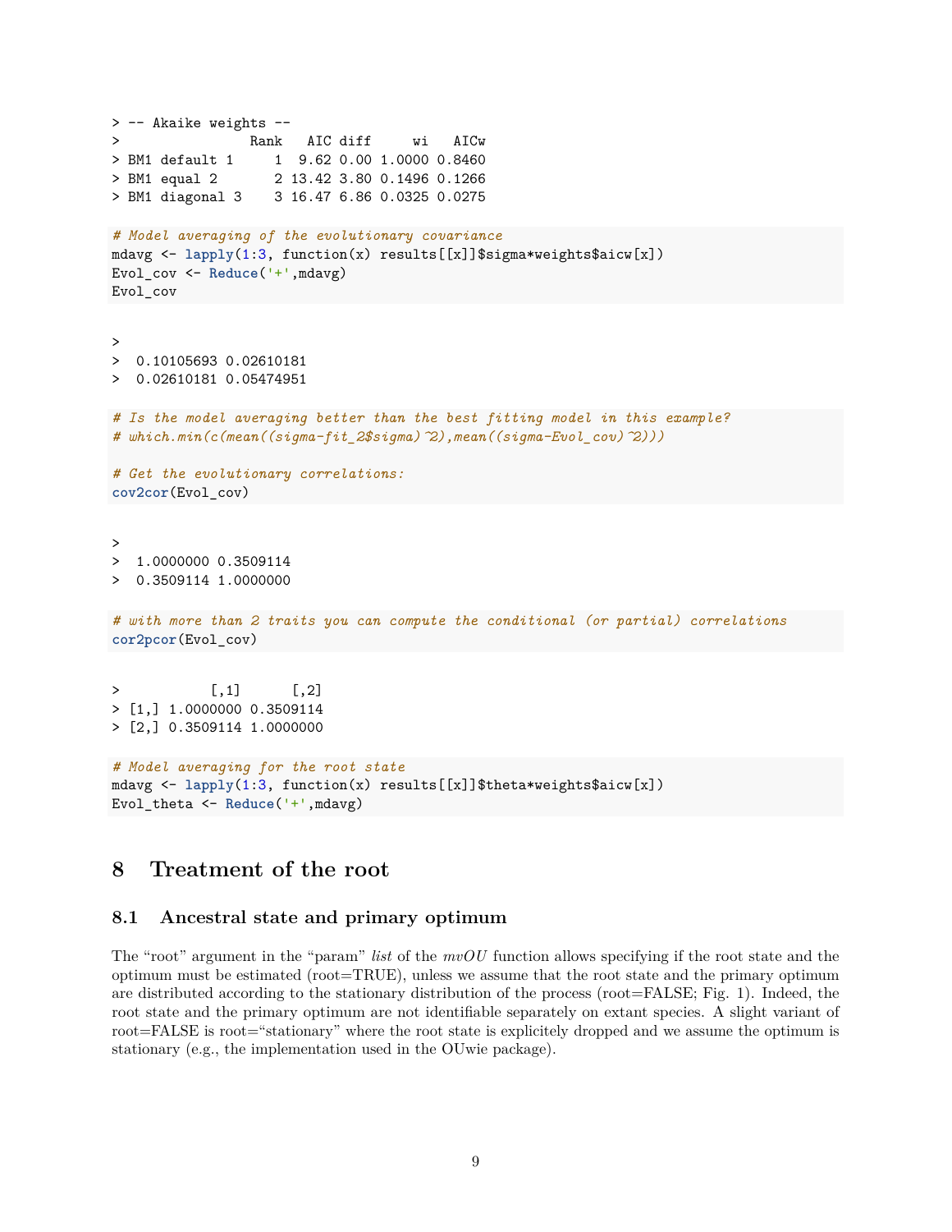```
> -- Akaike weights --
>                Rank   AIC diff     wi   AICw
> BM1 default 1     1  9.62 0.00 1.0000 0.8460
> BM1 equal 2       2 13.42 3.80 0.1496 0.1266
> BM1 diagonal 3    3 16.47 6.86 0.0325 0.0275
```

```
# Model averaging of the evolutionary covariance
mdavg <- lapply(1:3, function(x) results[[x]]$sigma*weights$aicw[x])
Evol_cov <- Reduce('+',mdavg)
Evol_cov
```

```
>
>  0.10105693 0.02610181
>  0.02610181 0.05474951
```

```
# Is the model averaging better than the best fitting model in this example?
# which.min(c(mean((sigma-fit_2$sigma)^2),mean((sigma-Evol_cov)^2)))

# Get the evolutionary correlations:
cov2cor(Evol_cov)
```

```
>
>  1.0000000 0.3509114
>  0.3509114 1.0000000
```

```
# with more than 2 traits you can compute the conditional (or partial) correlations
cor2pcor(Evol_cov)
```

```
>           [,1]      [,2]
> [1,] 1.0000000 0.3509114
> [2,] 0.3509114 1.0000000
```

```
# Model averaging for the root state
mdavg <- lapply(1:3, function(x) results[[x]]$theta*weights$aicw[x])
Evol_theta <- Reduce('+',mdavg)
```

# 8 Treatment of the root

## 8.1 Ancestral state and primary optimum

The "root" argument in the "param" *list* of the *mvOU* function allows specifying if the root state and the optimum must be estimated (root=TRUE), unless we assume that the root state and the primary optimum are distributed according to the stationary distribution of the process (root=FALSE; Fig. 1). Indeed, the root state and the primary optimum are not identifiable separately on extant species. A slight variant of root=FALSE is root="stationary" where the root state is explicitely dropped and we assume the optimum is stationary (e.g., the implementation used in the OUwie package).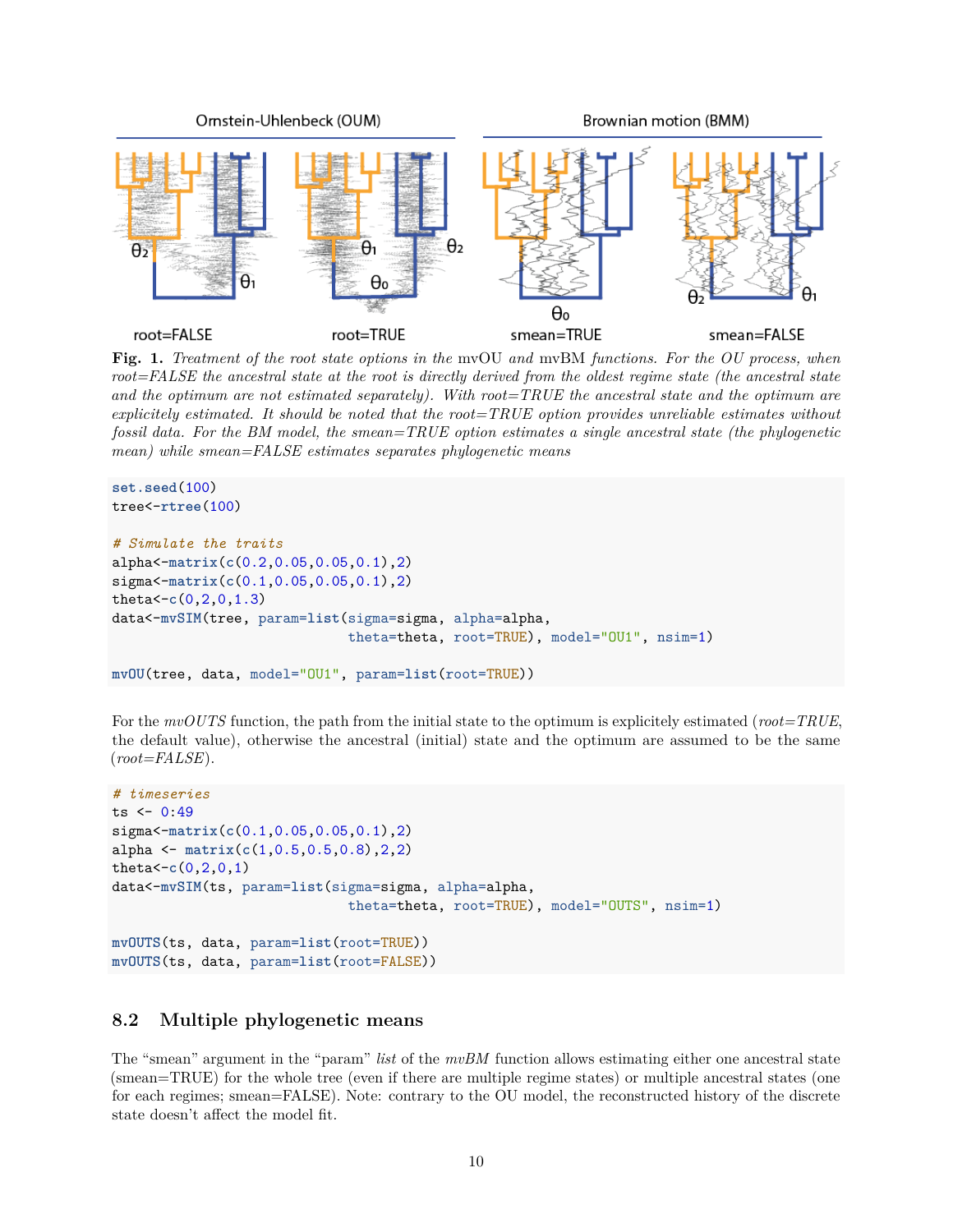**Fig. 1.** *Treatment of the root state options in the* mvOU *and* mvBM *functions. For the OU process, when root=FALSE the ancestral state at the root is directly derived from the oldest regime state (the ancestral state and the optimum are not estimated separately). With root=TRUE the ancestral state and the optimum are explicitely estimated. It should be noted that the root=TRUE option provides unreliable estimates without fossil data. For the BM model, the smean=TRUE option estimates a single ancestral state (the phylogenetic mean) while smean=FALSE estimates separates phylogenetic means*

```
set.seed(100)
tree<-rtree(100)

# Simulate the traits
alpha<-matrix(c(0.2,0.05,0.05,0.1),2)
sigma<-matrix(c(0.1,0.05,0.05,0.1),2)
theta<-c(0,2,0,1.3)
data<-mvSIM(tree, param=list(sigma=sigma, alpha=alpha,
                             theta=theta, root=TRUE), model="OU1", nsim=1)

mvOU(tree, data, model="OU1", param=list(root=TRUE))
```

For the *mvOUTS* function, the path from the initial state to the optimum is explicitely estimated (*root=TRUE*, the default value), otherwise the ancestral (initial) state and the optimum are assumed to be the same (*root=FALSE*).

```
# timeseries
ts <- 0:49
sigma<-matrix(c(0.1,0.05,0.05,0.1),2)
alpha <- matrix(c(1,0.5,0.5,0.8),2,2)
theta<-c(0,2,0,1)
data<-mvSIM(ts, param=list(sigma=sigma, alpha=alpha,
                           theta=theta, root=TRUE), model="OUTS", nsim=1)

mvOUTS(ts, data, param=list(root=TRUE))
mvOUTS(ts, data, param=list(root=FALSE))
```

## 8.2 Multiple phylogenetic means

The "smean" argument in the "param" *list* of the *mvBM* function allows estimating either one ancestral state (smean=TRUE) for the whole tree (even if there are multiple regime states) or multiple ancestral states (one for each regimes; smean=FALSE). Note: contrary to the OU model, the reconstructed history of the discrete state doesn't affect the model fit.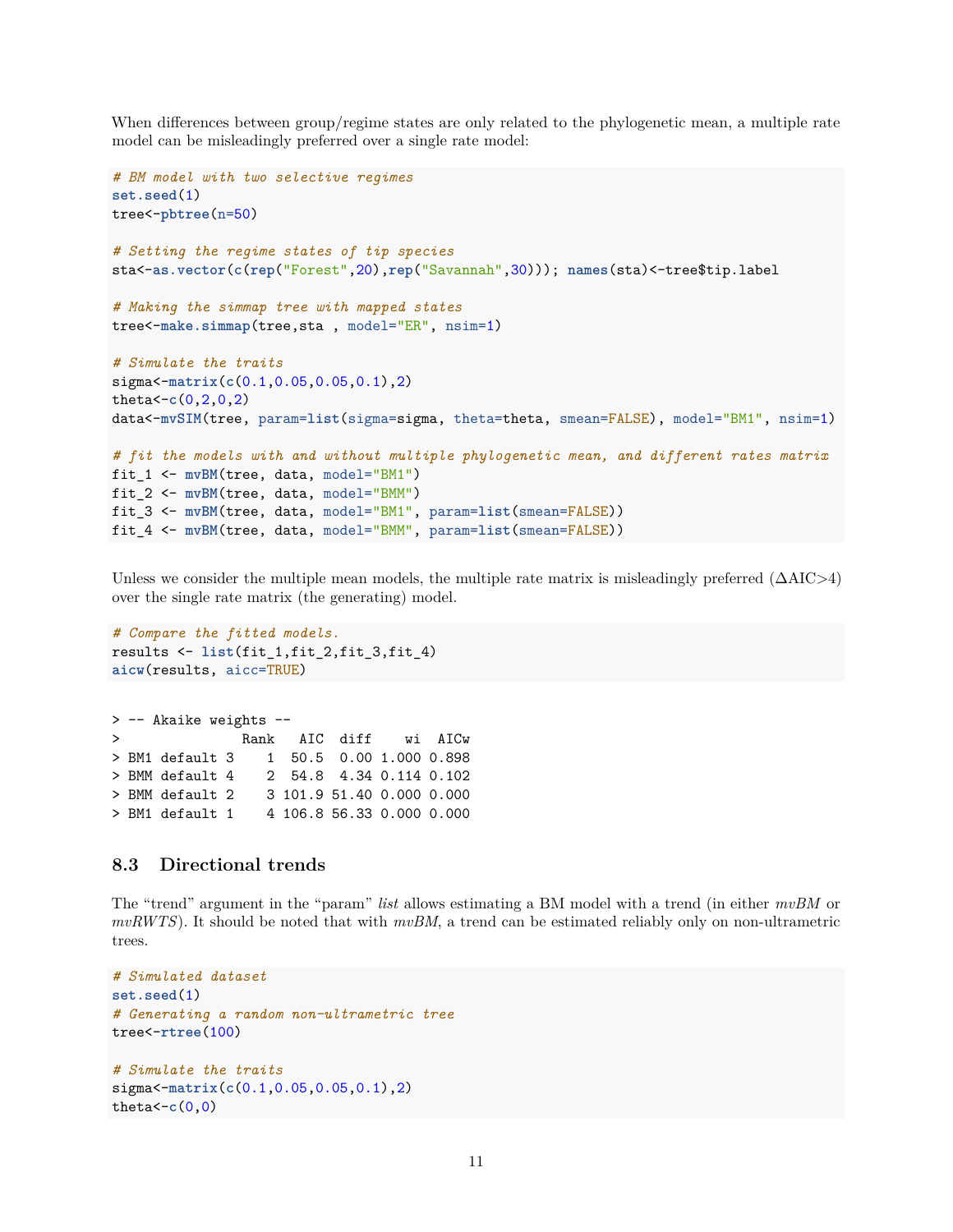When differences between group/regime states are only related to the phylogenetic mean, a multiple rate model can be misleadingly preferred over a single rate model:

```
# BM model with two selective regimes
set.seed(1)
tree<-pbtree(n=50)

# Setting the regime states of tip species
sta<-as.vector(c(rep("Forest",20),rep("Savannah",30))); names(sta)<-tree$tip.label

# Making the simmap tree with mapped states
tree<-make.simmap(tree,sta , model="ER", nsim=1)

# Simulate the traits
sigma<-matrix(c(0.1,0.05,0.05,0.1),2)
theta<-c(0,2,0,2)
data<-mvSIM(tree, param=list(sigma=sigma, theta=theta, smean=FALSE), model="BM1", nsim=1)

# fit the models with and without multiple phylogenetic mean, and different rates matrix
fit_1 <- mvBM(tree, data, model="BM1")
fit_2 <- mvBM(tree, data, model="BMM")
fit_3 <- mvBM(tree, data, model="BM1", param=list(smean=FALSE))
fit_4 <- mvBM(tree, data, model="BMM", param=list(smean=FALSE))
```

Unless we consider the multiple mean models, the multiple rate matrix is misleadingly preferred ($\Delta$AIC>4) over the single rate matrix (the generating) model.

```
# Compare the fitted models.
results <- list(fit_1,fit_2,fit_3,fit_4)
aicw(results, aicc=TRUE)
```

```
> -- Akaike weights --
>               Rank   AIC  diff    wi  AICw
> BM1 default 3    1  50.5  0.00 1.000 0.898
> BMM default 4    2  54.8  4.34 0.114 0.102
> BMM default 2    3 101.9 51.40 0.000 0.000
> BM1 default 1    4 106.8 56.33 0.000 0.000
```

## 8.3 Directional trends

The "trend" argument in the "param" *list* allows estimating a BM model with a trend (in either *mvBM* or *mvRWTS*). It should be noted that with *mvBM*, a trend can be estimated reliably only on non-ultrametric trees.

```
# Simulated dataset
set.seed(1)
# Generating a random non-ultrametric tree
tree<-rtree(100)

# Simulate the traits
sigma<-matrix(c(0.1,0.05,0.05,0.1),2)
theta<-c(0,0)
```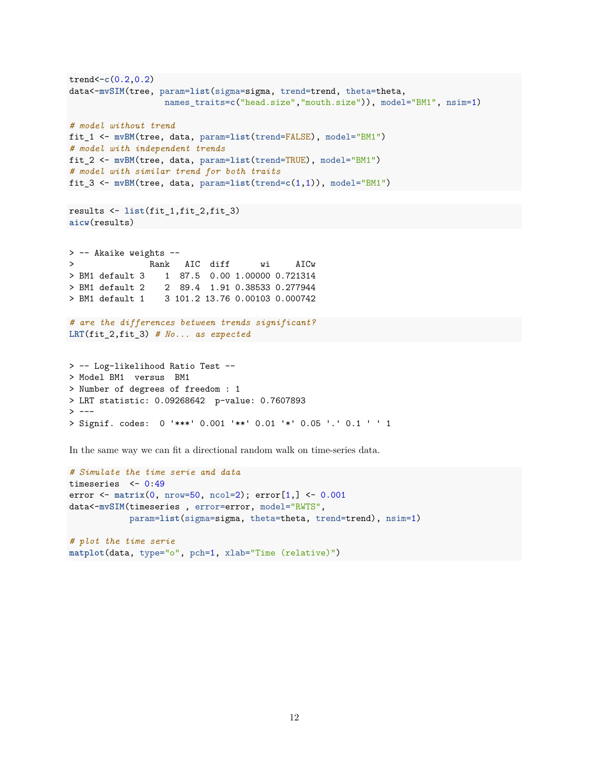```
trend<-c(0.2,0.2)
data<-mvSIM(tree, param=list(sigma=sigma, trend=trend, theta=theta,
                   names_traits=c("head.size","mouth.size")), model="BM1", nsim=1)

# model without trend
fit_1 <- mvBM(tree, data, param=list(trend=FALSE), model="BM1")
# model with independent trends
fit_2 <- mvBM(tree, data, param=list(trend=TRUE), model="BM1")
# model with similar trend for both traits
fit_3 <- mvBM(tree, data, param=list(trend=c(1,1)), model="BM1")
```

```
results <- list(fit_1,fit_2,fit_3)
aicw(results)
```

```
> -- Akaike weights --
>               Rank   AIC  diff      wi     AICw
> BM1 default 3    1  87.5  0.00 1.00000 0.721314
> BM1 default 2    2  89.4  1.91 0.38533 0.277944
> BM1 default 1    3 101.2 13.76 0.00103 0.000742
```

```
# are the differences between trends significant?
LRT(fit_2,fit_3) # No... as expected
```

```
> -- Log-likelihood Ratio Test --
> Model BM1  versus  BM1
> Number of degrees of freedom : 1
> LRT statistic: 0.09268642  p-value: 0.7607893
> ---
> Signif. codes:  0 '***' 0.001 '**' 0.01 '*' 0.05 '.' 0.1 ' ' 1
```

In the same way we can fit a directional random walk on time-series data.

```
# Simulate the time serie and data
timeseries  <- 0:49
error <- matrix(0, nrow=50, ncol=2); error[1,] <- 0.001
data<-mvSIM(timeseries , error=error, model="RWTS",
            param=list(sigma=sigma, theta=theta, trend=trend), nsim=1)

# plot the time serie
matplot(data, type="o", pch=1, xlab="Time (relative)")
```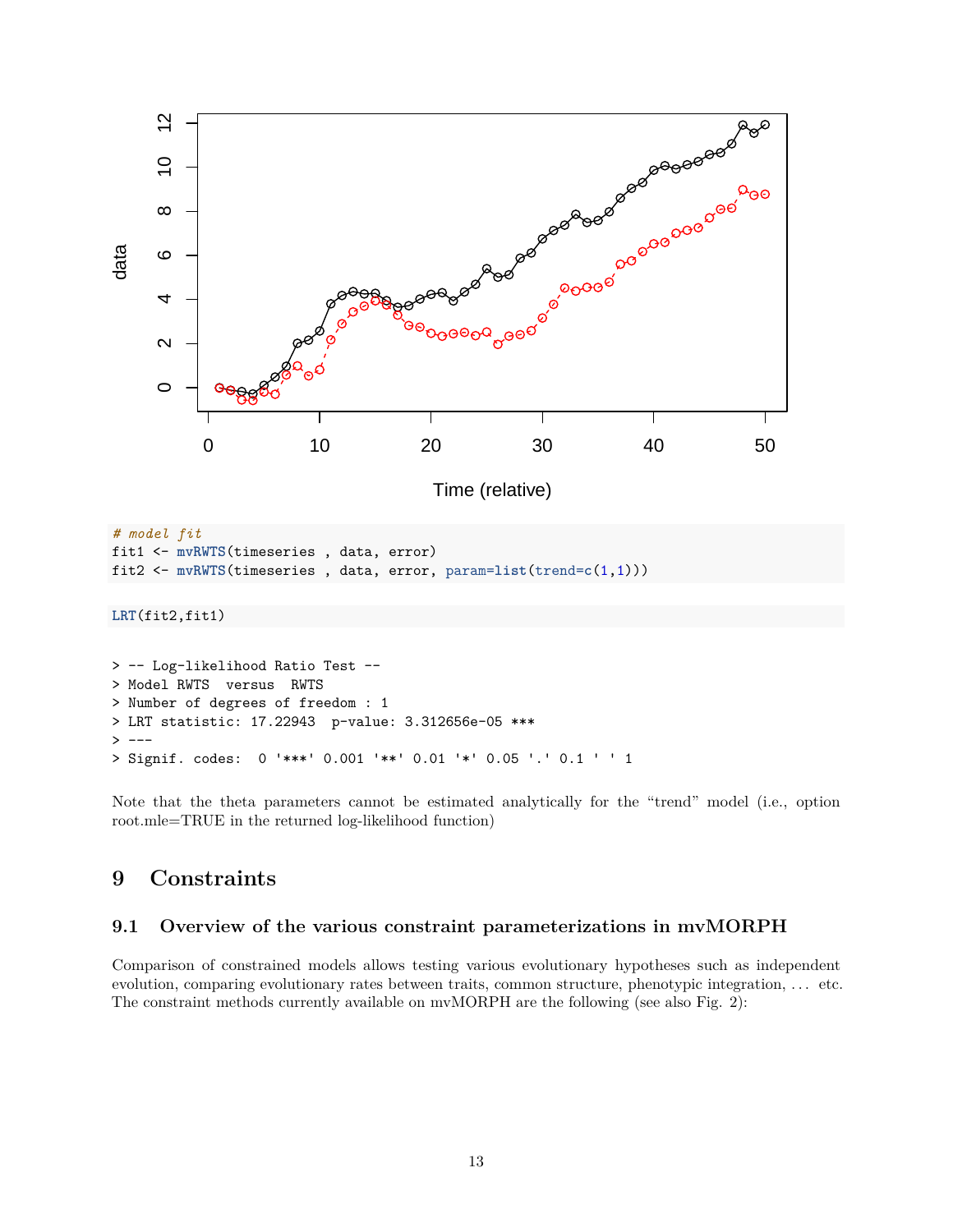```r
# model fit
fit1 <- mvRWTS(timeseries , data, error)
fit2 <- mvRWTS(timeseries , data, error, param=list(trend=c(1,1)))
```

```r
LRT(fit2,fit1)
```

```
> -- Log-likelihood Ratio Test --
> Model RWTS  versus  RWTS
> Number of degrees of freedom : 1
> LRT statistic: 17.22943  p-value: 3.312656e-05 ***
> ---
> Signif. codes:  0 '***' 0.001 '**' 0.01 '*' 0.05 '.' 0.1 ' ' 1
```

Note that the theta parameters cannot be estimated analytically for the "trend" model (i.e., option root.mle=TRUE in the returned log-likelihood function)

# 9 Constraints

## 9.1 Overview of the various constraint parameterizations in mvMORPH

Comparison of constrained models allows testing various evolutionary hypotheses such as independent evolution, comparing evolutionary rates between traits, common structure, phenotypic integration, ... etc. The constraint methods currently available on mvMORPH are the following (see also Fig. 2):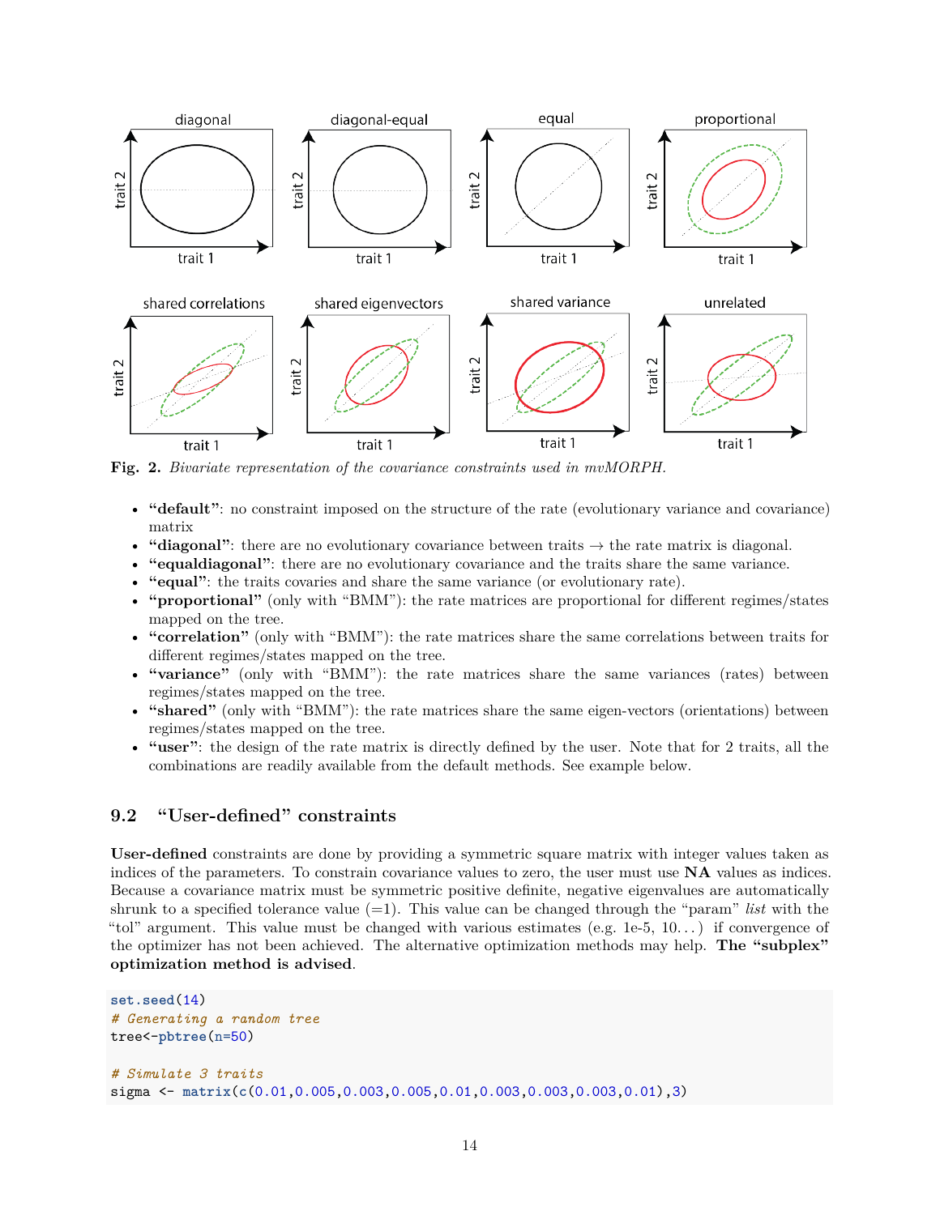**Fig. 2.** *Bivariate representation of the covariance constraints used in mvMORPH.*

- **"default"**: no constraint imposed on the structure of the rate (evolutionary variance and covariance) matrix
- **"diagonal"**: there are no evolutionary covariance between traits → the rate matrix is diagonal.
- **"equaldiagonal"**: there are no evolutionary covariance and the traits share the same variance.
- **"equal"**: the traits covaries and share the same variance (or evolutionary rate).
- **"proportional"** (only with "BMM"): the rate matrices are proportional for different regimes/states mapped on the tree.
- **"correlation"** (only with "BMM"): the rate matrices share the same correlations between traits for different regimes/states mapped on the tree.
- **"variance"** (only with "BMM"): the rate matrices share the same variances (rates) between regimes/states mapped on the tree.
- **"shared"** (only with "BMM"): the rate matrices share the same eigen-vectors (orientations) between regimes/states mapped on the tree.
- **"user"**: the design of the rate matrix is directly defined by the user. Note that for 2 traits, all the combinations are readily available from the default methods. See example below.

## 9.2 "User-defined" constraints

**User-defined** constraints are done by providing a symmetric square matrix with integer values taken as indices of the parameters. To constrain covariance values to zero, the user must use **NA** values as indices. Because a covariance matrix must be symmetric positive definite, negative eigenvalues are automatically shrunk to a specified tolerance value (=1). This value can be changed through the "param" *list* with the "tol" argument. This value must be changed with various estimates (e.g. 1e-5, 10...) if convergence of the optimizer has not been achieved. The alternative optimization methods may help. **The "subplex" optimization method is advised**.

```
set.seed(14)
# Generating a random tree
tree<-pbtree(n=50)

# Simulate 3 traits
sigma <- matrix(c(0.01,0.005,0.003,0.005,0.01,0.003,0.003,0.003,0.01),3)
```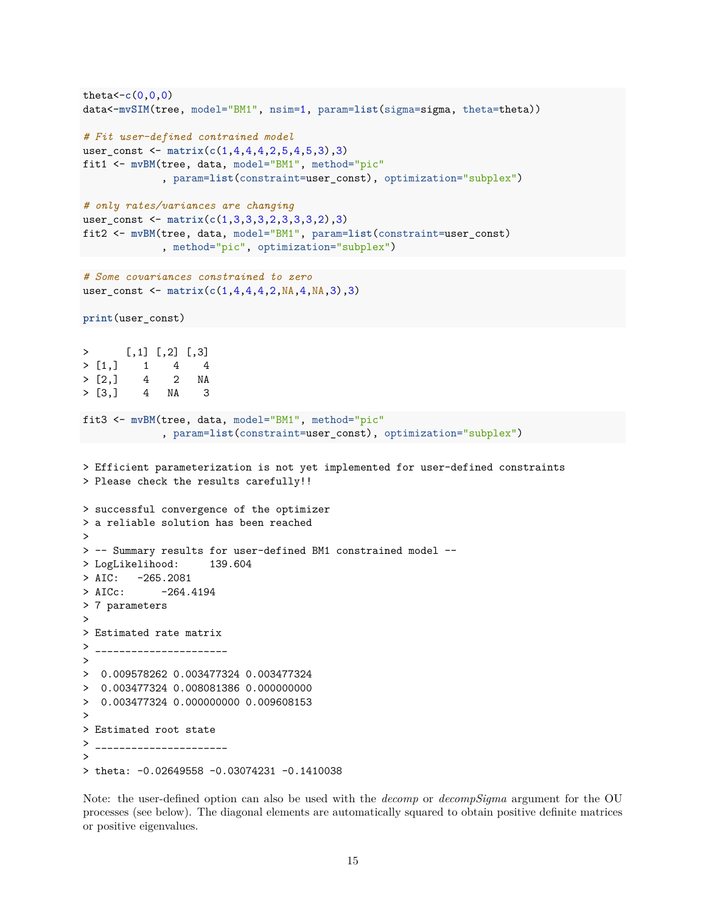```r
theta<-c(0,0,0)
data<-mvSIM(tree, model="BM1", nsim=1, param=list(sigma=sigma, theta=theta))

# Fit user-defined contrained model
user_const <- matrix(c(1,4,4,4,2,5,4,5,3),3)
fit1 <- mvBM(tree, data, model="BM1", method="pic"
             , param=list(constraint=user_const), optimization="subplex")

# only rates/variances are changing
user_const <- matrix(c(1,3,3,3,2,3,3,3,2),3)
fit2 <- mvBM(tree, data, model="BM1", param=list(constraint=user_const)
             , method="pic", optimization="subplex")
```

```r
# Some covariances constrained to zero
user_const <- matrix(c(1,4,4,4,2,NA,4,NA,3),3)

print(user_const)
```

```
>      [,1] [,2] [,3]
> [1,]    1    4    4
> [2,]    4    2   NA
> [3,]    4   NA    3
```

```r
fit3 <- mvBM(tree, data, model="BM1", method="pic"
             , param=list(constraint=user_const), optimization="subplex")
```

```
> Efficient parameterization is not yet implemented for user-defined constraints
> Please check the results carefully!!

> successful convergence of the optimizer
> a reliable solution has been reached
>
> -- Summary results for user-defined BM1 constrained model --
> LogLikelihood:     139.604
> AIC:   -265.2081
> AICc:      -264.4194
> 7 parameters
>
> Estimated rate matrix
> ______________________
>
>  0.009578262 0.003477324 0.003477324
>  0.003477324 0.008081386 0.000000000
>  0.003477324 0.000000000 0.009608153
>
> Estimated root state
> ______________________
>
> theta: -0.02649558 -0.03074231 -0.1410038
```

Note: the user-defined option can also be used with the *decomp* or *decompSigma* argument for the OU processes (see below). The diagonal elements are automatically squared to obtain positive definite matrices or positive eigenvalues.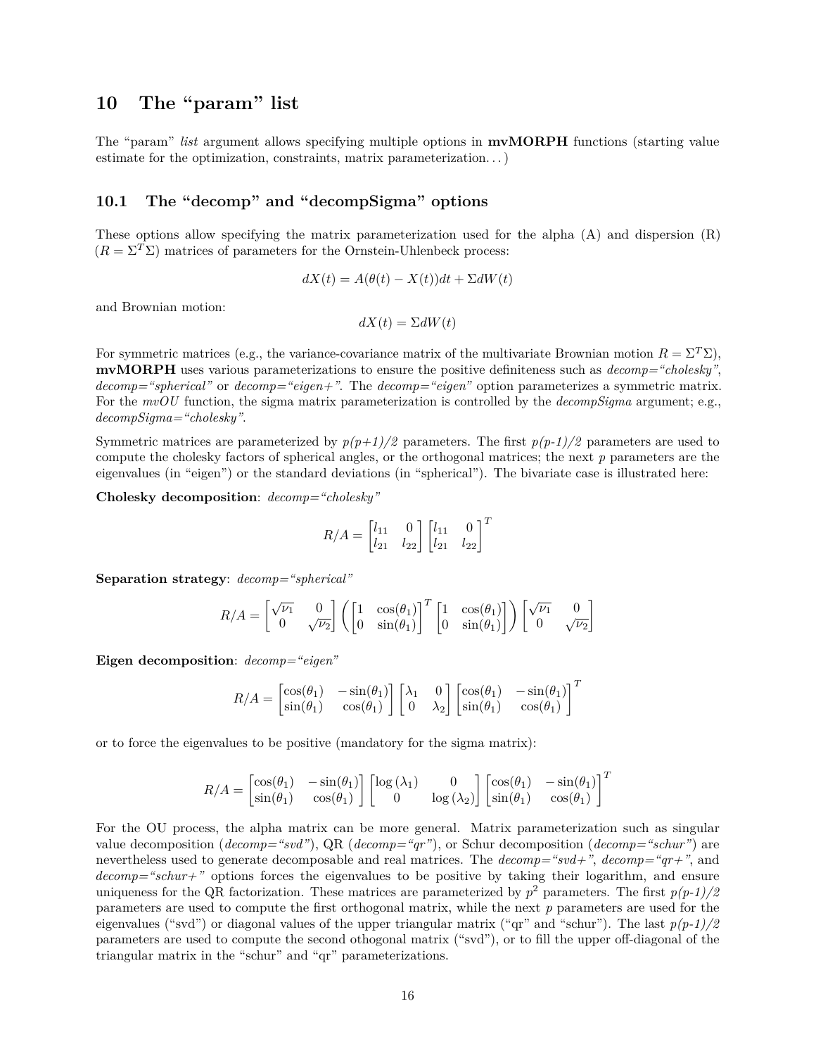# 10 The "param" list

The "param" *list* argument allows specifying multiple options in **mvMORPH** functions (starting value estimate for the optimization, constraints, matrix parameterization. . . )

## 10.1 The "decomp" and "decompSigma" options

These options allow specifying the matrix parameterization used for the alpha (A) and dispersion (R) ($R = \Sigma^T\Sigma$) matrices of parameters for the Ornstein-Uhlenbeck process:

$$dX(t) = A(\theta(t) - X(t))dt + \Sigma dW(t)$$

and Brownian motion:

$$dX(t) = \Sigma dW(t)$$

For symmetric matrices (e.g., the variance-covariance matrix of the multivariate Brownian motion $R = \Sigma^T\Sigma$), **mvMORPH** uses various parameterizations to ensure the positive definiteness such as *decomp="cholesky"*, *decomp="spherical"* or *decomp="eigen+"*. The *decomp="eigen"* option parameterizes a symmetric matrix. For the *mvOU* function, the sigma matrix parameterization is controlled by the *decompSigma* argument; e.g., *decompSigma="cholesky"*.

Symmetric matrices are parameterized by *p(p+1)/2* parameters. The first *p(p-1)/2* parameters are used to compute the cholesky factors of spherical angles, or the orthogonal matrices; the next *p* parameters are the eigenvalues (in "eigen") or the standard deviations (in "spherical"). The bivariate case is illustrated here:

**Cholesky decomposition**: *decomp="cholesky"*

$$R/A = \begin{bmatrix} l_{11} & 0 \\ l_{21} & l_{22} \end{bmatrix} \begin{bmatrix} l_{11} & 0 \\ l_{21} & l_{22} \end{bmatrix}^T$$

**Separation strategy**: *decomp="spherical"*

$$R/A = \begin{bmatrix} \sqrt{\nu_1} & 0 \\ 0 & \sqrt{\nu_2} \end{bmatrix} \left( \begin{bmatrix} 1 & \cos(\theta_1) \\ 0 & \sin(\theta_1) \end{bmatrix}^T \begin{bmatrix} 1 & \cos(\theta_1) \\ 0 & \sin(\theta_1) \end{bmatrix} \right) \begin{bmatrix} \sqrt{\nu_1} & 0 \\ 0 & \sqrt{\nu_2} \end{bmatrix}$$

**Eigen decomposition**: *decomp="eigen"*

$$R/A = \begin{bmatrix} \cos(\theta_1) & -\sin(\theta_1) \\ \sin(\theta_1) & \cos(\theta_1) \end{bmatrix} \begin{bmatrix} \lambda_1 & 0 \\ 0 & \lambda_2 \end{bmatrix} \begin{bmatrix} \cos(\theta_1) & -\sin(\theta_1) \\ \sin(\theta_1) & \cos(\theta_1) \end{bmatrix}^T$$

or to force the eigenvalues to be positive (mandatory for the sigma matrix):

$$R/A = \begin{bmatrix} \cos(\theta_1) & -\sin(\theta_1) \\ \sin(\theta_1) & \cos(\theta_1) \end{bmatrix} \begin{bmatrix} \log(\lambda_1) & 0 \\ 0 & \log(\lambda_2) \end{bmatrix} \begin{bmatrix} \cos(\theta_1) & -\sin(\theta_1) \\ \sin(\theta_1) & \cos(\theta_1) \end{bmatrix}^T$$

For the OU process, the alpha matrix can be more general. Matrix parameterization such as singular value decomposition (*decomp="svd"*), QR (*decomp="qr"*), or Schur decomposition (*decomp="schur"*) are nevertheless used to generate decomposable and real matrices. The *decomp="svd+"*, *decomp="qr+"*, and *decomp="schur+"* options forces the eigenvalues to be positive by taking their logarithm, and ensure uniqueness for the QR factorization. These matrices are parameterized by $p^2$ parameters. The first *p(p-1)/2* parameters are used to compute the first orthogonal matrix, while the next *p* parameters are used for the eigenvalues ("svd") or diagonal values of the upper triangular matrix ("qr" and "schur"). The last *p(p-1)/2* parameters are used to compute the second othogonal matrix ("svd"), or to fill the upper off-diagonal of the triangular matrix in the "schur" and "qr" parameterizations.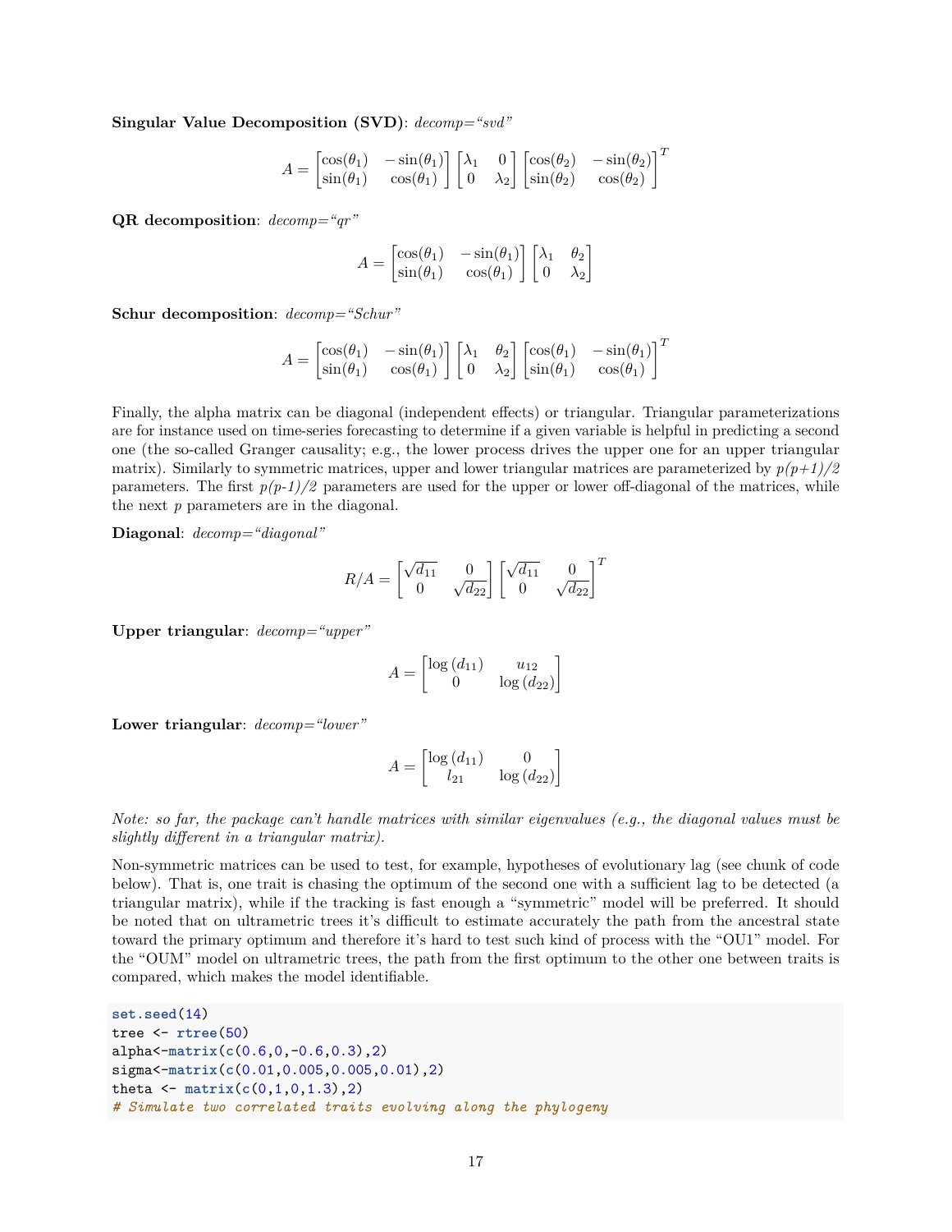**Singular Value Decomposition (SVD)**: *decomp="svd"*

$$A = \begin{bmatrix} \cos(\theta_1) & -\sin(\theta_1) \\ \sin(\theta_1) & \cos(\theta_1) \end{bmatrix} \begin{bmatrix} \lambda_1 & 0 \\ 0 & \lambda_2 \end{bmatrix} \begin{bmatrix} \cos(\theta_2) & -\sin(\theta_2) \\ \sin(\theta_2) & \cos(\theta_2) \end{bmatrix}^T$$

**QR decomposition**: *decomp="qr"*

$$A = \begin{bmatrix} \cos(\theta_1) & -\sin(\theta_1) \\ \sin(\theta_1) & \cos(\theta_1) \end{bmatrix} \begin{bmatrix} \lambda_1 & \theta_2 \\ 0 & \lambda_2 \end{bmatrix}$$

**Schur decomposition**: *decomp="Schur"*

$$A = \begin{bmatrix} \cos(\theta_1) & -\sin(\theta_1) \\ \sin(\theta_1) & \cos(\theta_1) \end{bmatrix} \begin{bmatrix} \lambda_1 & \theta_2 \\ 0 & \lambda_2 \end{bmatrix} \begin{bmatrix} \cos(\theta_1) & -\sin(\theta_1) \\ \sin(\theta_1) & \cos(\theta_1) \end{bmatrix}^T$$

Finally, the alpha matrix can be diagonal (independent effects) or triangular. Triangular parameterizations are for instance used on time-series forecasting to determine if a given variable is helpful in predicting a second one (the so-called Granger causality; e.g., the lower process drives the upper one for an upper triangular matrix). Similarly to symmetric matrices, upper and lower triangular matrices are parameterized by *p(p+1)/2* parameters. The first *p(p-1)/2* parameters are used for the upper or lower off-diagonal of the matrices, while the next *p* parameters are in the diagonal.

**Diagonal**: *decomp="diagonal"*

$$R/A = \begin{bmatrix} \sqrt{d_{11}} & 0 \\ 0 & \sqrt{d_{22}} \end{bmatrix} \begin{bmatrix} \sqrt{d_{11}} & 0 \\ 0 & \sqrt{d_{22}} \end{bmatrix}^T$$

**Upper triangular**: *decomp="upper"*

$$A = \begin{bmatrix} \log(d_{11}) & u_{12} \\ 0 & \log(d_{22}) \end{bmatrix}$$

**Lower triangular**: *decomp="lower"*

$$A = \begin{bmatrix} \log(d_{11}) & 0 \\ l_{21} & \log(d_{22}) \end{bmatrix}$$

*Note: so far, the package can't handle matrices with similar eigenvalues (e.g., the diagonal values must be slightly different in a triangular matrix).*

Non-symmetric matrices can be used to test, for example, hypotheses of evolutionary lag (see chunk of code below). That is, one trait is chasing the optimum of the second one with a sufficient lag to be detected (a triangular matrix), while if the tracking is fast enough a "symmetric" model will be preferred. It should be noted that on ultrametric trees it's difficult to estimate accurately the path from the ancestral state toward the primary optimum and therefore it's hard to test such kind of process with the "OU1" model. For the "OUM" model on ultrametric trees, the path from the first optimum to the other one between traits is compared, which makes the model identifiable.

```
set.seed(14)
tree <- rtree(50)
alpha<-matrix(c(0.6,0,-0.6,0.3),2)
sigma<-matrix(c(0.01,0.005,0.005,0.01),2)
theta <- matrix(c(0,1,0,1.3),2)
# Simulate two correlated traits evolving along the phylogeny
```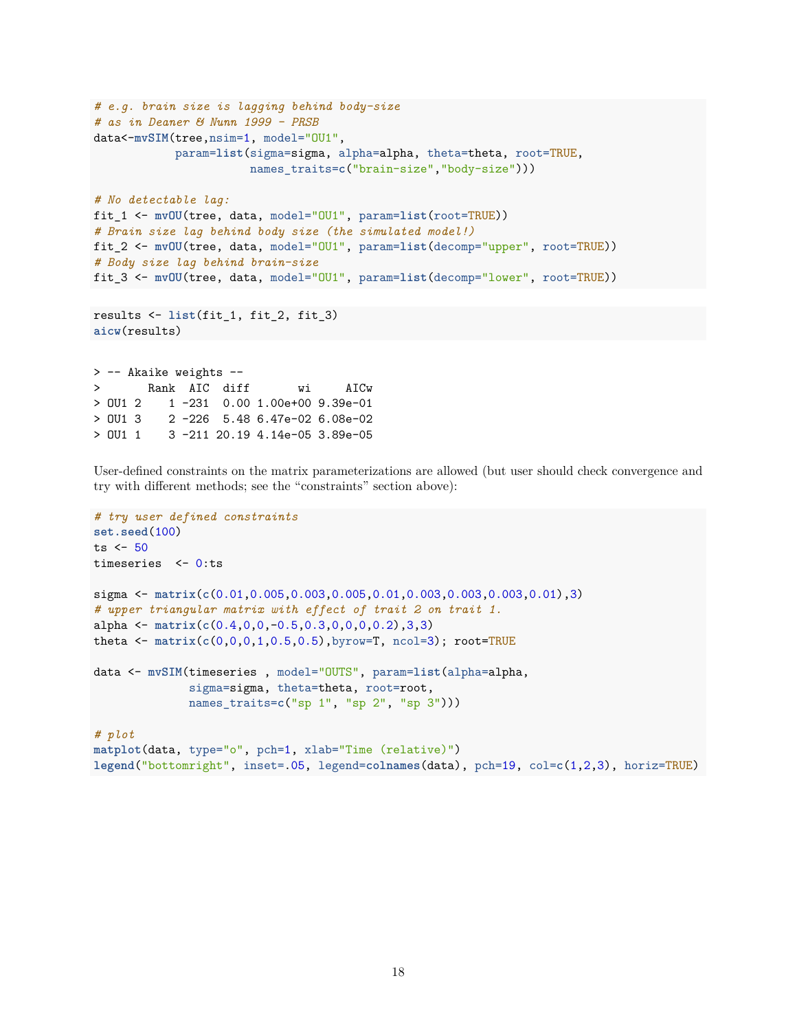```r
# e.g. brain size is lagging behind body-size
# as in Deaner & Nunn 1999 - PRSB
data<-mvSIM(tree,nsim=1, model="OU1",
           param=list(sigma=sigma, alpha=alpha, theta=theta, root=TRUE,
                      names_traits=c("brain-size","body-size")))

# No detectable lag:
fit_1 <- mvOU(tree, data, model="OU1", param=list(root=TRUE))
# Brain size lag behind body size (the simulated model!)
fit_2 <- mvOU(tree, data, model="OU1", param=list(decomp="upper", root=TRUE))
# Body size lag behind brain-size
fit_3 <- mvOU(tree, data, model="OU1", param=list(decomp="lower", root=TRUE))
```

```r
results <- list(fit_1, fit_2, fit_3)
aicw(results)
```

```
> -- Akaike weights --
>       Rank  AIC  diff       wi     AICw
> OU1 2    1 -231  0.00 1.00e+00 9.39e-01
> OU1 3    2 -226  5.48 6.47e-02 6.08e-02
> OU1 1    3 -211 20.19 4.14e-05 3.89e-05
```

User-defined constraints on the matrix parameterizations are allowed (but user should check convergence and try with different methods; see the "constraints" section above):

```r
# try user defined constraints
set.seed(100)
ts <- 50
timeseries  <- 0:ts

sigma <- matrix(c(0.01,0.005,0.003,0.005,0.01,0.003,0.003,0.003,0.01),3)
# upper triangular matrix with effect of trait 2 on trait 1.
alpha <- matrix(c(0.4,0,0,-0.5,0.3,0,0,0,0.2),3,3)
theta <- matrix(c(0,0,0,1,0.5,0.5),byrow=T, ncol=3); root=TRUE

data <- mvSIM(timeseries , model="OUTS", param=list(alpha=alpha,
              sigma=sigma, theta=theta, root=root,
              names_traits=c("sp 1", "sp 2", "sp 3")))

# plot
matplot(data, type="o", pch=1, xlab="Time (relative)")
legend("bottomright", inset=.05, legend=colnames(data), pch=19, col=c(1,2,3), horiz=TRUE)
```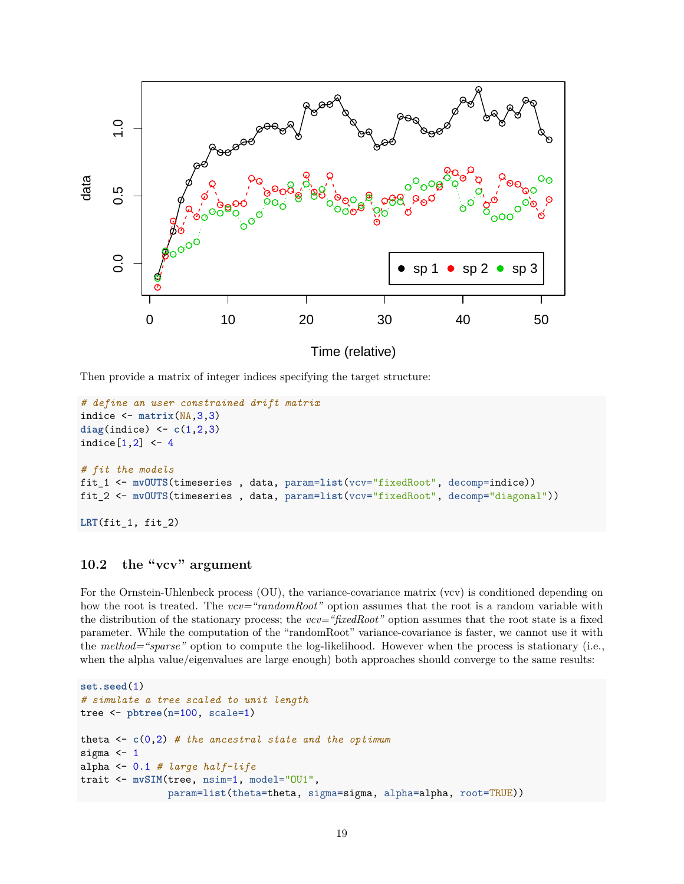Then provide a matrix of integer indices specifying the target structure:

```
# define an user constrained drift matrix
indice <- matrix(NA,3,3)
diag(indice) <- c(1,2,3)
indice[1,2] <- 4

# fit the models
fit_1 <- mvOUTS(timeseries , data, param=list(vcv="fixedRoot", decomp=indice))
fit_2 <- mvOUTS(timeseries , data, param=list(vcv="fixedRoot", decomp="diagonal"))

LRT(fit_1, fit_2)
```

### 10.2 the "vcv" argument

For the Ornstein-Uhlenbeck process (OU), the variance-covariance matrix (vcv) is conditioned depending on how the root is treated. The *vcv="randomRoot"* option assumes that the root is a random variable with the distribution of the stationary process; the *vcv="fixedRoot"* option assumes that the root state is a fixed parameter. While the computation of the "randomRoot" variance-covariance is faster, we cannot use it with the *method="sparse"* option to compute the log-likelihood. However when the process is stationary (i.e., when the alpha value/eigenvalues are large enough) both approaches should converge to the same results:

```
set.seed(1)
# simulate a tree scaled to unit length
tree <- pbtree(n=100, scale=1)

theta <- c(0,2) # the ancestral state and the optimum
sigma <- 1
alpha <- 0.1 # large half-life
trait <- mvSIM(tree, nsim=1, model="OU1",
               param=list(theta=theta, sigma=sigma, alpha=alpha, root=TRUE))
```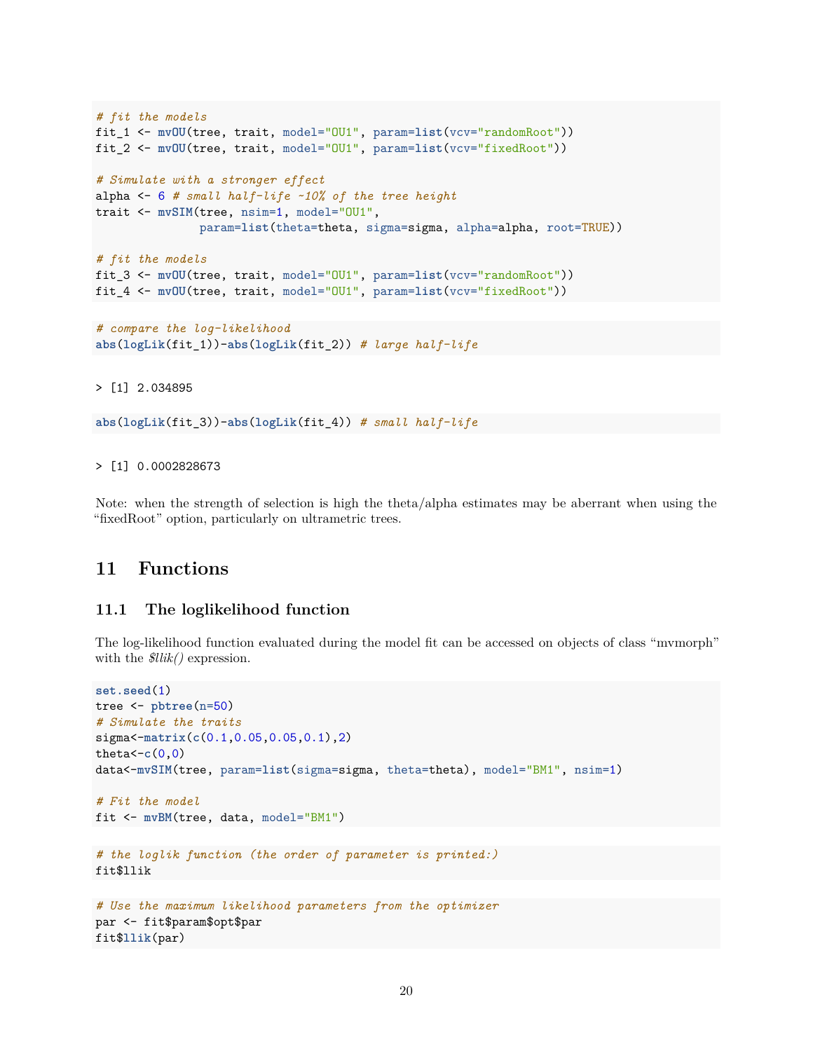```
# fit the models
fit_1 <- mvOU(tree, trait, model="OU1", param=list(vcv="randomRoot"))
fit_2 <- mvOU(tree, trait, model="OU1", param=list(vcv="fixedRoot"))

# Simulate with a stronger effect
alpha <- 6 # small half-life ~10% of the tree height
trait <- mvSIM(tree, nsim=1, model="OU1",
               param=list(theta=theta, sigma=sigma, alpha=alpha, root=TRUE))

# fit the models
fit_3 <- mvOU(tree, trait, model="OU1", param=list(vcv="randomRoot"))
fit_4 <- mvOU(tree, trait, model="OU1", param=list(vcv="fixedRoot"))
```

```
# compare the log-likelihood
abs(logLik(fit_1))-abs(logLik(fit_2)) # large half-life
```

```
> [1] 2.034895
```

```
abs(logLik(fit_3))-abs(logLik(fit_4)) # small half-life
```

```
> [1] 0.0002828673
```

Note: when the strength of selection is high the theta/alpha estimates may be aberrant when using the "fixedRoot" option, particularly on ultrametric trees.

# 11 Functions

## 11.1 The loglikelihood function

The log-likelihood function evaluated during the model fit can be accessed on objects of class "mvmorph" with the *$llik()* expression.

```
set.seed(1)
tree <- pbtree(n=50)
# Simulate the traits
sigma<-matrix(c(0.1,0.05,0.05,0.1),2)
theta<-c(0,0)
data<-mvSIM(tree, param=list(sigma=sigma, theta=theta), model="BM1", nsim=1)

# Fit the model
fit <- mvBM(tree, data, model="BM1")
```

```
# the loglik function (the order of parameter is printed:)
fit$llik
```

```
# Use the maximum likelihood parameters from the optimizer
par <- fit$param$opt$par
fit$llik(par)
```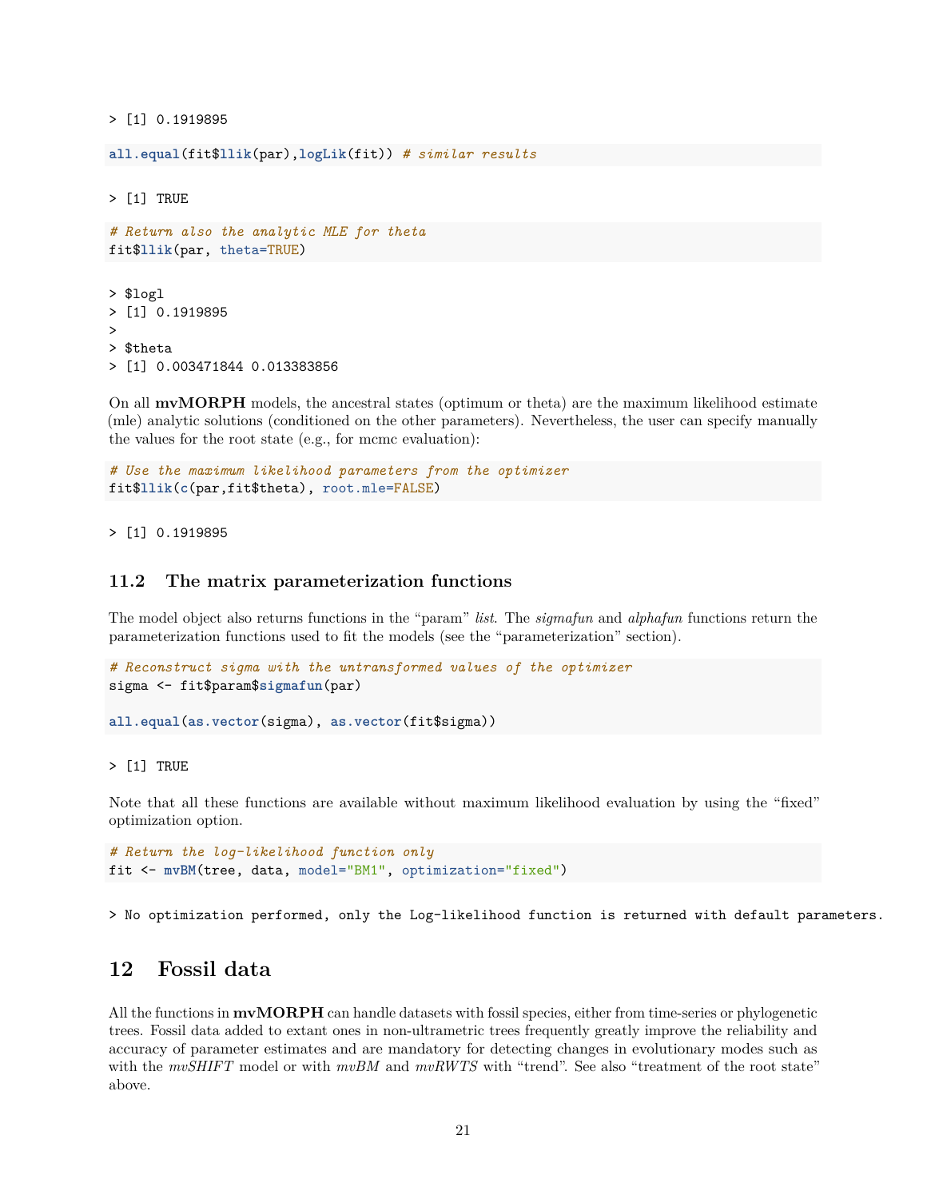```
> [1] 0.1919895
```

```
all.equal(fit$llik(par),logLik(fit)) # similar results
```

```
> [1] TRUE
```

```
# Return also the analytic MLE for theta
fit$llik(par, theta=TRUE)
```

```
> $logl
> [1] 0.1919895
>
> $theta
> [1] 0.003471844 0.013383856
```

On all **mvMORPH** models, the ancestral states (optimum or theta) are the maximum likelihood estimate (mle) analytic solutions (conditioned on the other parameters). Nevertheless, the user can specify manually the values for the root state (e.g., for mcmc evaluation):

```
# Use the maximum likelihood parameters from the optimizer
fit$llik(c(par,fit$theta), root.mle=FALSE)
```

```
> [1] 0.1919895
```

### 11.2 The matrix parameterization functions

The model object also returns functions in the "param" *list*. The *sigmafun* and *alphafun* functions return the parameterization functions used to fit the models (see the "parameterization" section).

```
# Reconstruct sigma with the untransformed values of the optimizer
sigma <- fit$param$sigmafun(par)

all.equal(as.vector(sigma), as.vector(fit$sigma))
```

```
> [1] TRUE
```

Note that all these functions are available without maximum likelihood evaluation by using the "fixed" optimization option.

```
# Return the log-likelihood function only
fit <- mvBM(tree, data, model="BM1", optimization="fixed")
```

```
> No optimization performed, only the Log-likelihood function is returned with default parameters.
```

## 12 Fossil data

All the functions in **mvMORPH** can handle datasets with fossil species, either from time-series or phylogenetic trees. Fossil data added to extant ones in non-ultrametric trees frequently greatly improve the reliability and accuracy of parameter estimates and are mandatory for detecting changes in evolutionary modes such as with the *mvSHIFT* model or with *mvBM* and *mvRWTS* with "trend". See also "treatment of the root state" above.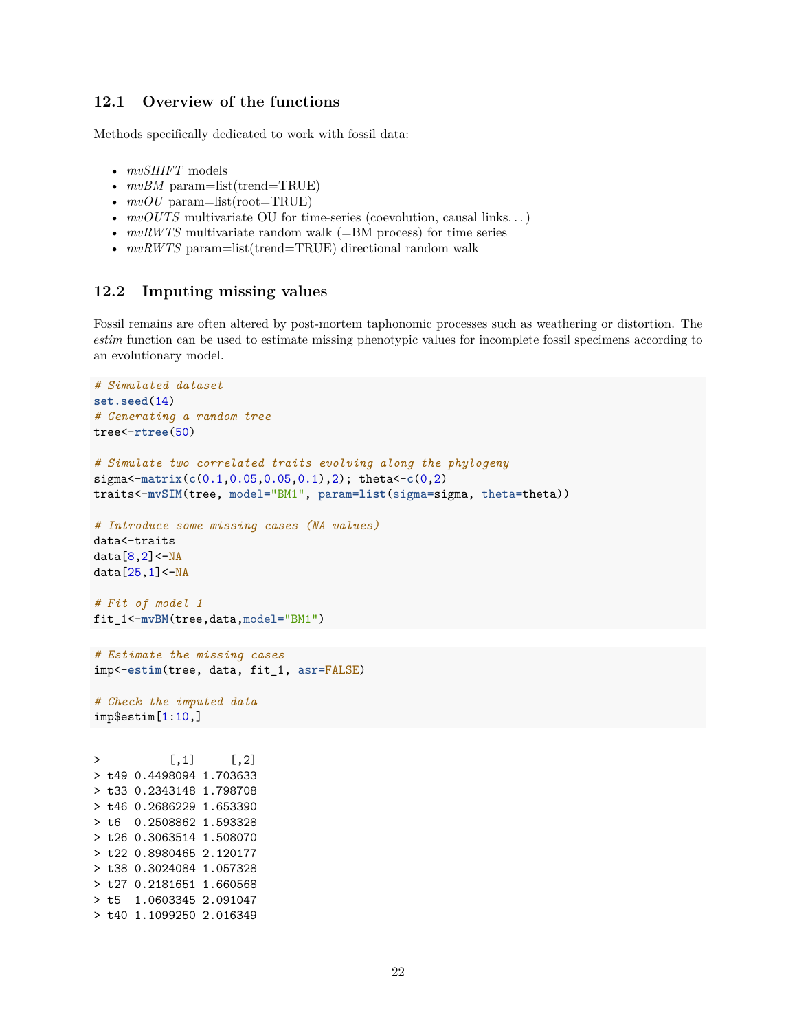### 12.1 Overview of the functions

Methods specifically dedicated to work with fossil data:

- *mvSHIFT* models
- *mvBM* param=list(trend=TRUE)
- *mvOU* param=list(root=TRUE)
- *mvOUTS* multivariate OU for time-series (coevolution, causal links…)
- *mvRWTS* multivariate random walk (=BM process) for time series
- *mvRWTS* param=list(trend=TRUE) directional random walk

### 12.2 Imputing missing values

Fossil remains are often altered by post-mortem taphonomic processes such as weathering or distortion. The *estim* function can be used to estimate missing phenotypic values for incomplete fossil specimens according to an evolutionary model.

```
# Simulated dataset
set.seed(14)
# Generating a random tree
tree<-rtree(50)

# Simulate two correlated traits evolving along the phylogeny
sigma<-matrix(c(0.1,0.05,0.05,0.1),2); theta<-c(0,2)
traits<-mvSIM(tree, model="BM1", param=list(sigma=sigma, theta=theta))

# Introduce some missing cases (NA values)
data<-traits
data[8,2]<-NA
data[25,1]<-NA

# Fit of model 1
fit_1<-mvBM(tree,data,model="BM1")
```

```
# Estimate the missing cases
imp<-estim(tree, data, fit_1, asr=FALSE)

# Check the imputed data
imp$estim[1:10,]
```

```
>          [,1]     [,2]
> t49 0.4498094 1.703633
> t33 0.2343148 1.798708
> t46 0.2686229 1.653390
> t6  0.2508862 1.593328
> t26 0.3063514 1.508070
> t22 0.8980465 2.120177
> t38 0.3024084 1.057328
> t27 0.2181651 1.660568
> t5  1.0603345 2.091047
> t40 1.1099250 2.016349
```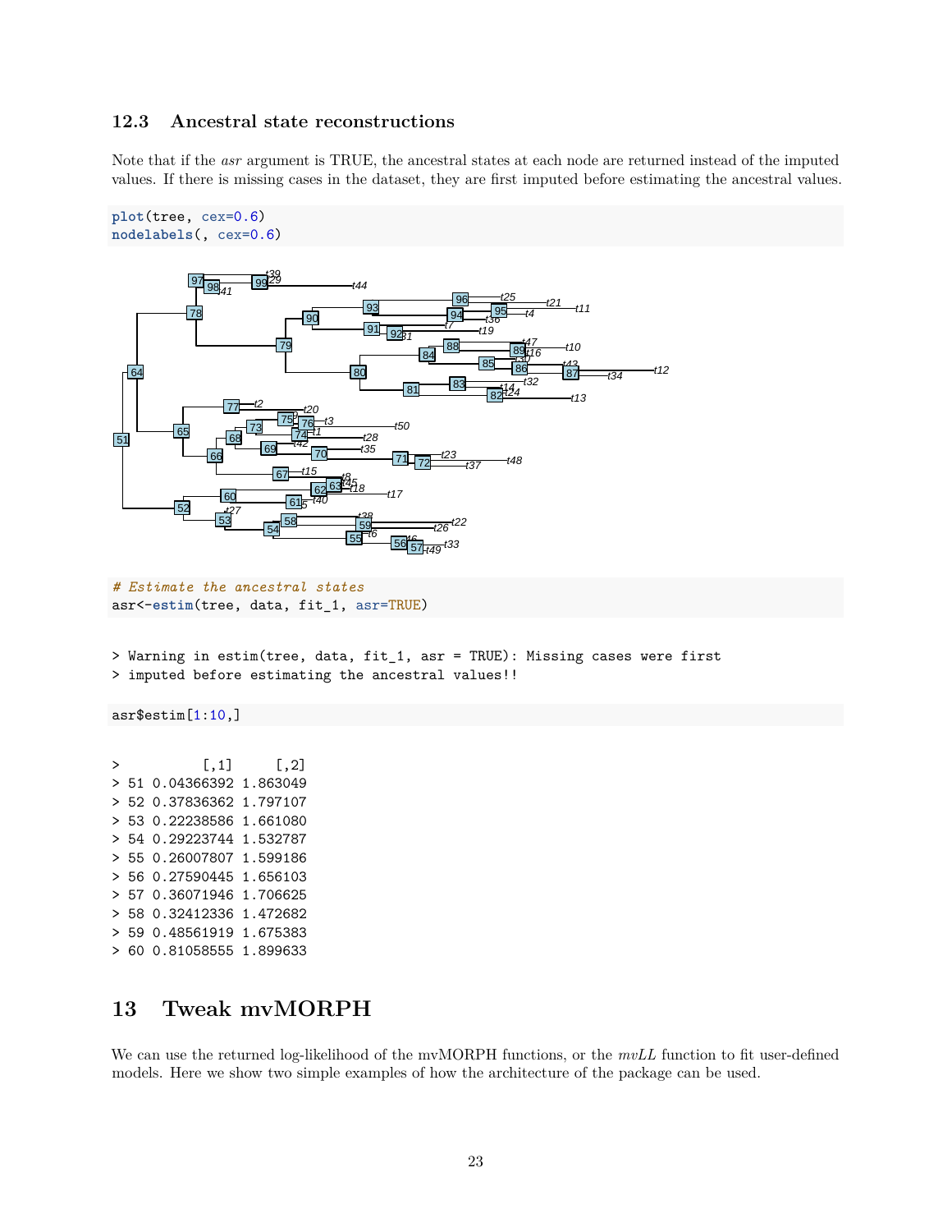### 12.3 Ancestral state reconstructions

Note that if the *asr* argument is TRUE, the ancestral states at each node are returned instead of the imputed values. If there is missing cases in the dataset, they are first imputed before estimating the ancestral values.

```
plot(tree, cex=0.6)
nodelabels(, cex=0.6)
```

```
# Estimate the ancestral states
asr<-estim(tree, data, fit_1, asr=TRUE)
```

```
> Warning in estim(tree, data, fit_1, asr = TRUE): Missing cases were first
> imputed before estimating the ancestral values!!
```

```
asr$estim[1:10,]
```

```
>          [,1]     [,2]
> 51 0.04366392 1.863049
> 52 0.37836362 1.797107
> 53 0.22238586 1.661080
> 54 0.29223744 1.532787
> 55 0.26007807 1.599186
> 56 0.27590445 1.656103
> 57 0.36071946 1.706625
> 58 0.32412336 1.472682
> 59 0.48561919 1.675383
> 60 0.81058555 1.899633
```

# 13 Tweak mvMORPH

We can use the returned log-likelihood of the mvMORPH functions, or the *mvLL* function to fit user-defined models. Here we show two simple examples of how the architecture of the package can be used.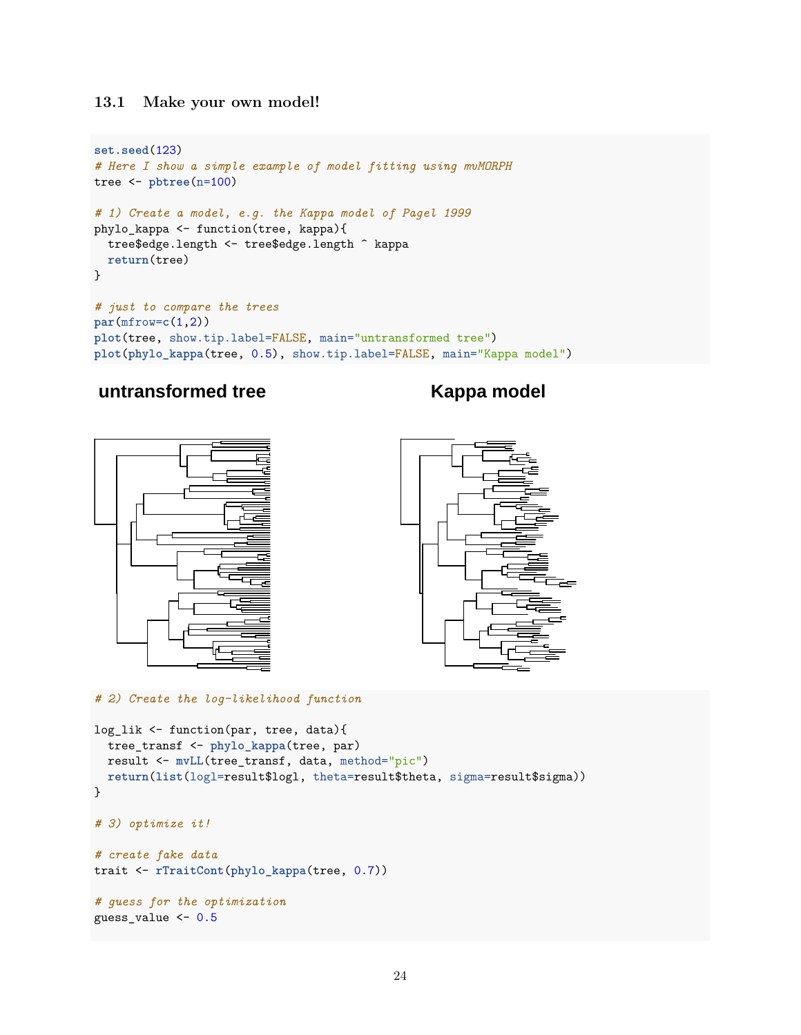### 13.1 Make your own model!

```
set.seed(123)
# Here I show a simple example of model fitting using mvMORPH
tree <- pbtree(n=100)

# 1) Create a model, e.g. the Kappa model of Pagel 1999
phylo_kappa <- function(tree, kappa){
  tree$edge.length <- tree$edge.length ^ kappa
  return(tree)
}

# just to compare the trees
par(mfrow=c(1,2))
plot(tree, show.tip.label=FALSE, main="untransformed tree")
plot(phylo_kappa(tree, 0.5), show.tip.label=FALSE, main="Kappa model")
```

```
# 2) Create the log-likelihood function

log_lik <- function(par, tree, data){
  tree_transf <- phylo_kappa(tree, par)
  result <- mvLL(tree_transf, data, method="pic")
  return(list(logl=result$logl, theta=result$theta, sigma=result$sigma))
}

# 3) optimize it!

# create fake data
trait <- rTraitCont(phylo_kappa(tree, 0.7))

# guess for the optimization
guess_value <- 0.5
```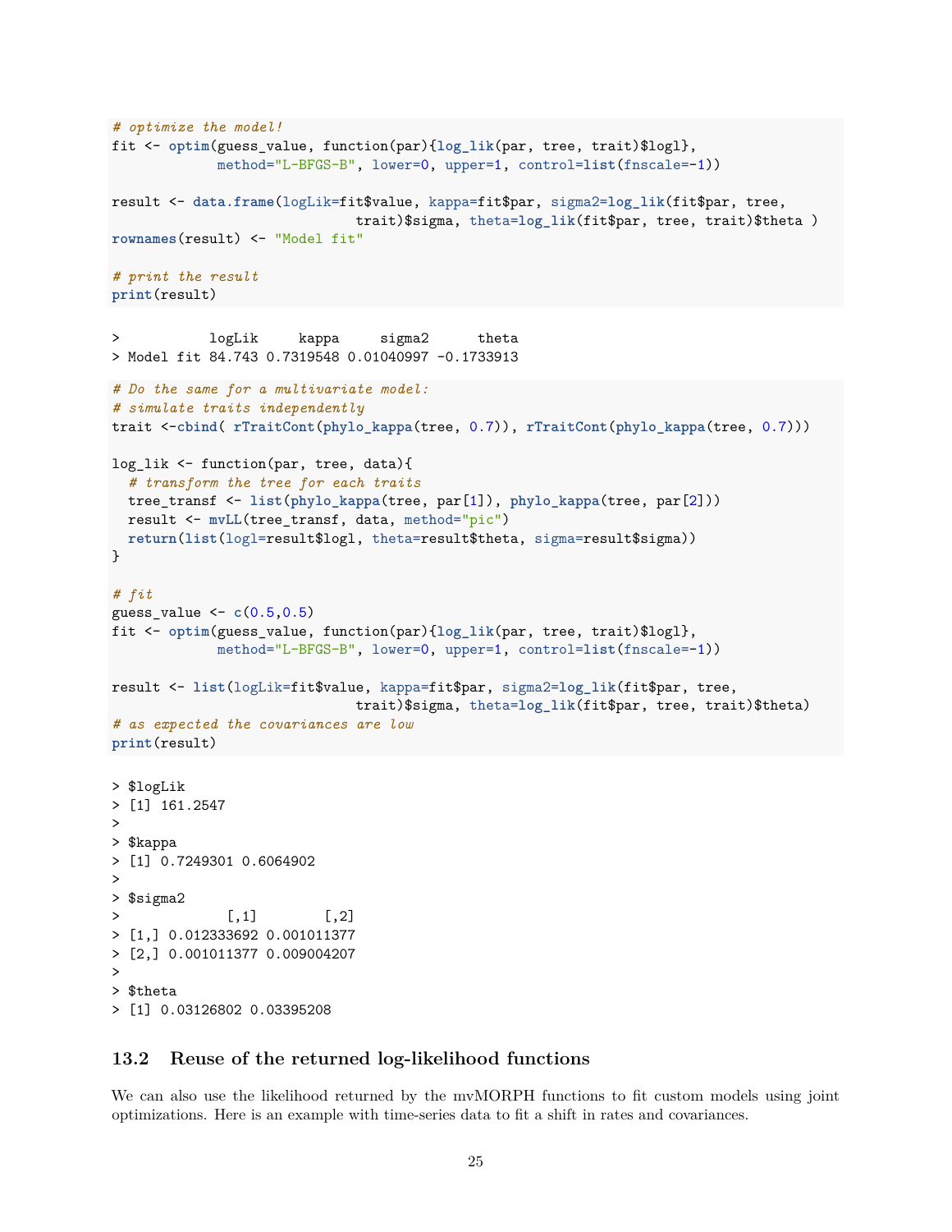```r
# optimize the model!
fit <- optim(guess_value, function(par){log_lik(par, tree, trait)$logl},
            method="L-BFGS-B", lower=0, upper=1, control=list(fnscale=-1))

result <- data.frame(logLik=fit$value, kappa=fit$par, sigma2=log_lik(fit$par, tree,
                             trait)$sigma, theta=log_lik(fit$par, tree, trait)$theta )
rownames(result) <- "Model fit"

# print the result
print(result)
```

```
>           logLik     kappa     sigma2      theta
> Model fit 84.743 0.7319548 0.01040997 -0.1733913
```

```r
# Do the same for a multivariate model:
# simulate traits independently
trait <-cbind( rTraitCont(phylo_kappa(tree, 0.7)), rTraitCont(phylo_kappa(tree, 0.7)))

log_lik <- function(par, tree, data){
  # transform the tree for each traits
  tree_transf <- list(phylo_kappa(tree, par[1]), phylo_kappa(tree, par[2]))
  result <- mvLL(tree_transf, data, method="pic")
  return(list(logl=result$logl, theta=result$theta, sigma=result$sigma))
}

# fit
guess_value <- c(0.5,0.5)
fit <- optim(guess_value, function(par){log_lik(par, tree, trait)$logl},
            method="L-BFGS-B", lower=0, upper=1, control=list(fnscale=-1))

result <- list(logLik=fit$value, kappa=fit$par, sigma2=log_lik(fit$par, tree,
                             trait)$sigma, theta=log_lik(fit$par, tree, trait)$theta)
# as expected the covariances are low
print(result)
```

```
> $logLik
> [1] 161.2547
>
> $kappa
> [1] 0.7249301 0.6064902
>
> $sigma2
>             [,1]        [,2]
> [1,] 0.012333692 0.001011377
> [2,] 0.001011377 0.009004207
>
> $theta
> [1] 0.03126802 0.03395208
```

### 13.2 Reuse of the returned log-likelihood functions

We can also use the likelihood returned by the mvMORPH functions to fit custom models using joint optimizations. Here is an example with time-series data to fit a shift in rates and covariances.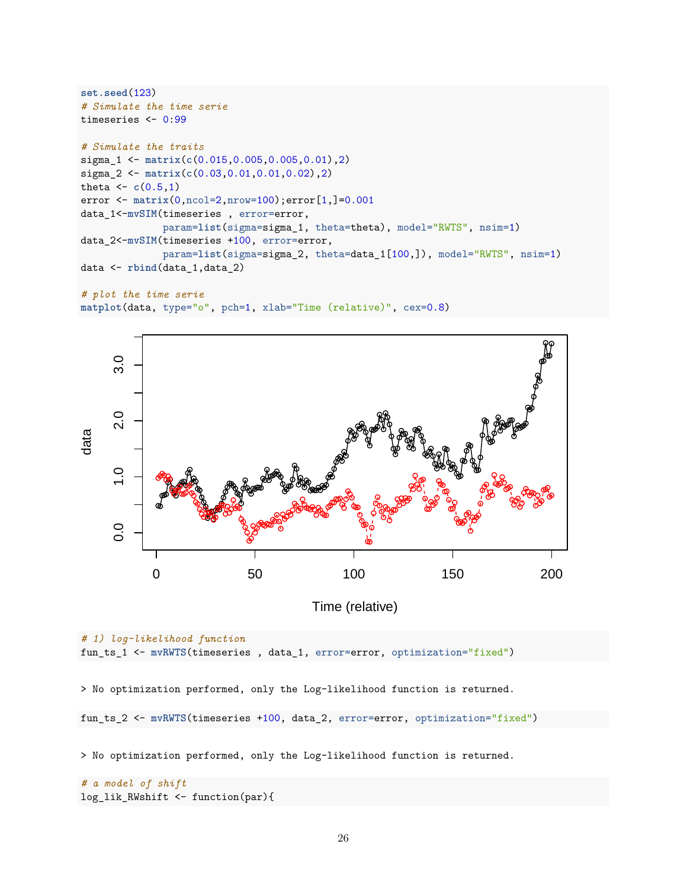```r
set.seed(123)
# Simulate the time serie
timeseries <- 0:99

# Simulate the traits
sigma_1 <- matrix(c(0.015,0.005,0.005,0.01),2)
sigma_2 <- matrix(c(0.03,0.01,0.01,0.02),2)
theta <- c(0.5,1)
error <- matrix(0,ncol=2,nrow=100);error[1,]=0.001
data_1<-mvSIM(timeseries , error=error,
              param=list(sigma=sigma_1, theta=theta), model="RWTS", nsim=1)
data_2<-mvSIM(timeseries +100, error=error,
              param=list(sigma=sigma_2, theta=data_1[100,]), model="RWTS", nsim=1)
data <- rbind(data_1,data_2)

# plot the time serie
matplot(data, type="o", pch=1, xlab="Time (relative)", cex=0.8)
```

```r
# 1) log-likelihood function
fun_ts_1 <- mvRWTS(timeseries , data_1, error=error, optimization="fixed")
```

```
> No optimization performed, only the Log-likelihood function is returned.
```

```r
fun_ts_2 <- mvRWTS(timeseries +100, data_2, error=error, optimization="fixed")
```

```
> No optimization performed, only the Log-likelihood function is returned.
```

```r
# a model of shift
log_lik_RWshift <- function(par){
```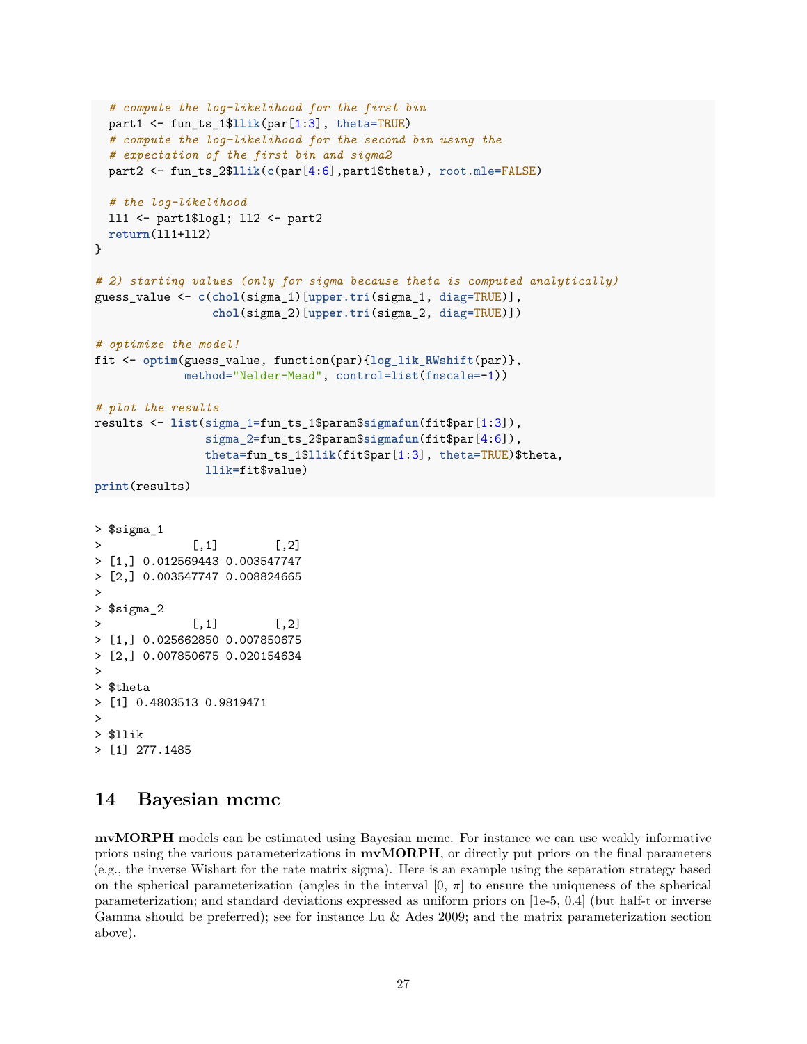```r
  # compute the log-likelihood for the first bin
  part1 <- fun_ts_1$llik(par[1:3], theta=TRUE)
  # compute the log-likelihood for the second bin using the
  # expectation of the first bin and sigma2
  part2 <- fun_ts_2$llik(c(par[4:6],part1$theta), root.mle=FALSE)

  # the log-likelihood
  ll1 <- part1$logl; ll2 <- part2
  return(ll1+ll2)
}

# 2) starting values (only for sigma because theta is computed analytically)
guess_value <- c(chol(sigma_1)[upper.tri(sigma_1, diag=TRUE)],
                 chol(sigma_2)[upper.tri(sigma_2, diag=TRUE)])

# optimize the model!
fit <- optim(guess_value, function(par){log_lik_RWshift(par)},
             method="Nelder-Mead", control=list(fnscale=-1))

# plot the results
results <- list(sigma_1=fun_ts_1$param$sigmafun(fit$par[1:3]),
                sigma_2=fun_ts_2$param$sigmafun(fit$par[4:6]),
                theta=fun_ts_1$llik(fit$par[1:3], theta=TRUE)$theta,
                llik=fit$value)
print(results)
```

```
> $sigma_1
>             [,1]        [,2]
> [1,] 0.012569443 0.003547747
> [2,] 0.003547747 0.008824665
>
> $sigma_2
>             [,1]        [,2]
> [1,] 0.025662850 0.007850675
> [2,] 0.007850675 0.020154634
>
> $theta
> [1] 0.4803513 0.9819471
>
> $llik
> [1] 277.1485
```

## 14 Bayesian mcmc

**mvMORPH** models can be estimated using Bayesian mcmc. For instance we can use weakly informative priors using the various parameterizations in **mvMORPH**, or directly put priors on the final parameters (e.g., the inverse Wishart for the rate matrix sigma). Here is an example using the separation strategy based on the spherical parameterization (angles in the interval $[0, \pi]$ to ensure the uniqueness of the spherical parameterization; and standard deviations expressed as uniform priors on [1e-5, 0.4] (but half-t or inverse Gamma should be preferred); see for instance Lu & Ades 2009; and the matrix parameterization section above).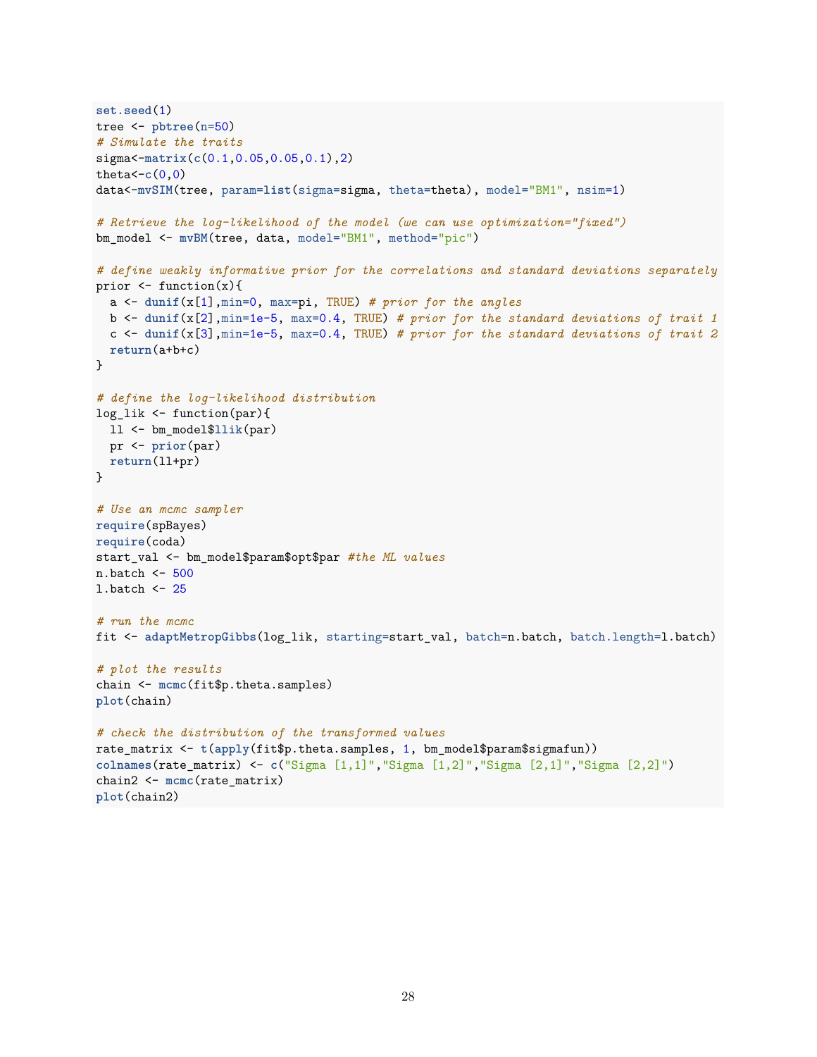```r
set.seed(1)
tree <- pbtree(n=50)
# Simulate the traits
sigma<-matrix(c(0.1,0.05,0.05,0.1),2)
theta<-c(0,0)
data<-mvSIM(tree, param=list(sigma=sigma, theta=theta), model="BM1", nsim=1)

# Retrieve the log-likelihood of the model (we can use optimization="fixed")
bm_model <- mvBM(tree, data, model="BM1", method="pic")

# define weakly informative prior for the correlations and standard deviations separately
prior <- function(x){
  a <- dunif(x[1],min=0, max=pi, TRUE) # prior for the angles
  b <- dunif(x[2],min=1e-5, max=0.4, TRUE) # prior for the standard deviations of trait 1
  c <- dunif(x[3],min=1e-5, max=0.4, TRUE) # prior for the standard deviations of trait 2
  return(a+b+c)
}

# define the log-likelihood distribution
log_lik <- function(par){
  ll <- bm_model$llik(par)
  pr <- prior(par)
  return(ll+pr)
}

# Use an mcmc sampler
require(spBayes)
require(coda)
start_val <- bm_model$param$opt$par #the ML values
n.batch <- 500
l.batch <- 25

# run the mcmc
fit <- adaptMetropGibbs(log_lik, starting=start_val, batch=n.batch, batch.length=l.batch)

# plot the results
chain <- mcmc(fit$p.theta.samples)
plot(chain)

# check the distribution of the transformed values
rate_matrix <- t(apply(fit$p.theta.samples, 1, bm_model$param$sigmafun))
colnames(rate_matrix) <- c("Sigma [1,1]","Sigma [1,2]","Sigma [2,1]","Sigma [2,2]")
chain2 <- mcmc(rate_matrix)
plot(chain2)
```